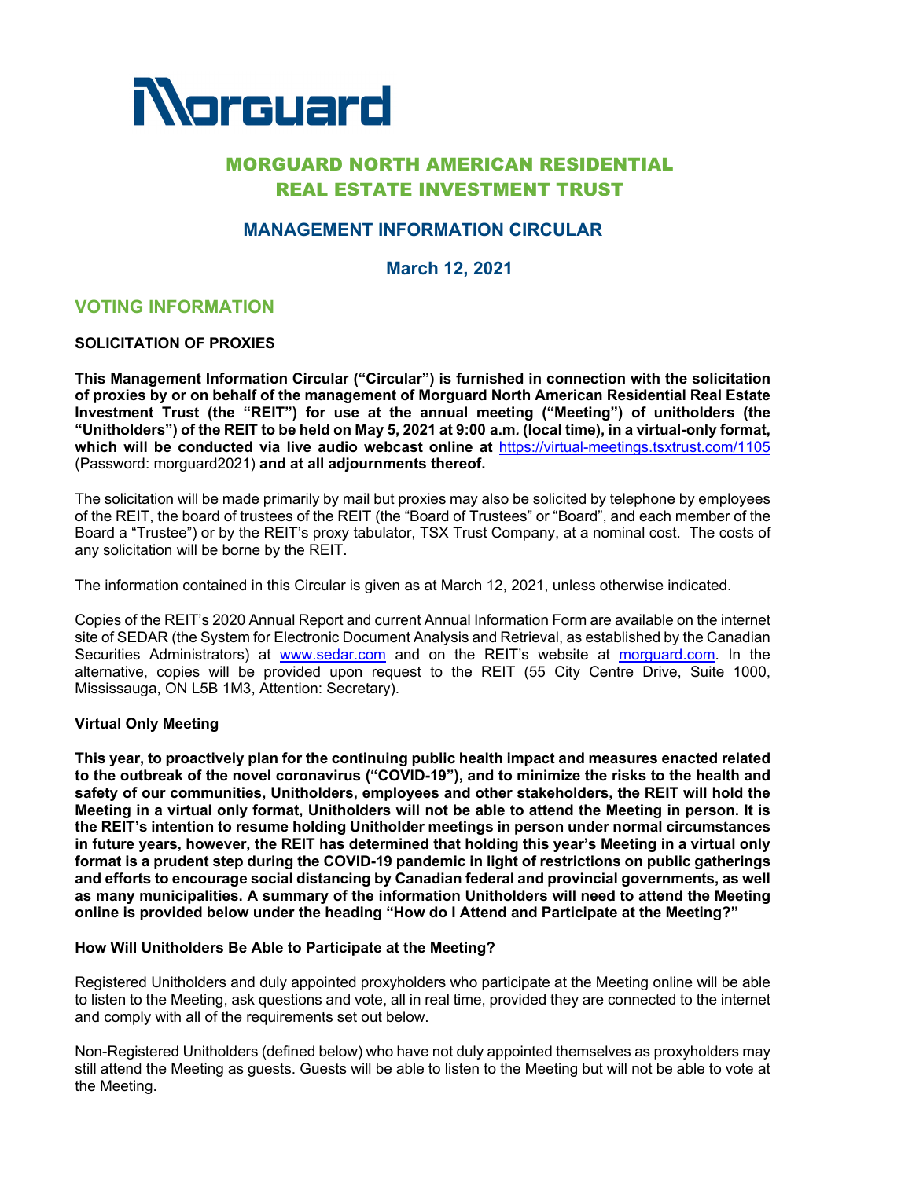Morguard

# MORGUARD NORTH AMERICAN RESIDENTIAL REAL ESTATE INVESTMENT TRUST

## MANAGEMENT INFORMATION CIRCULAR

### March 12, 2021

## VOTING INFORMATION

**SOLICITATION OF PROXIES**

**This Management Information Circular ("Circular") is furnished in connection with the solicitation of proxies by or on behalf of the management of Morguard North American Residential Real Estate Investment Trust (the "REIT") for use at the annual meeting ("Meeting") of unitholders (the "Unitholders") of the REIT to be held on May 5, 2021 at 9:00 a.m. (local time), in a virtual-only format, which will be conducted via live audio webcast online at** https://virtual-meetings.tsxtrust.com/1105 (Password: morguard2021) **and at all adjournments thereof.**

The solicitation will be made primarily by mail but proxies may also be solicited by telephone by employees of the REIT, the board of trustees of the REIT (the "Board of Trustees" or "Board", and each member of the Board a "Trustee") or by the REIT's proxy tabulator, TSX Trust Company, at a nominal cost. The costs of any solicitation will be borne by the REIT.

The information contained in this Circular is given as at March 12, 2021, unless otherwise indicated.

Copies of the REIT's 2020 Annual Report and current Annual Information Form are available on the internet site of SEDAR (the System for Electronic Document Analysis and Retrieval, as established by the Canadian Securities Administrators) at www.sedar.com and on the REIT's website at morguard.com. In the alternative, copies will be provided upon request to the REIT (55 City Centre Drive, Suite 1000, Mississauga, ON L5B 1M3, Attention: Secretary).

**Virtual Only Meeting**

**This year, to proactively plan for the continuing public health impact and measures enacted related to the outbreak of the novel coronavirus ("COVID-19"), and to minimize the risks to the health and safety of our communities, Unitholders, employees and other stakeholders, the REIT will hold the Meeting in a virtual only format, Unitholders will not be able to attend the Meeting in person. It is the REIT's intention to resume holding Unitholder meetings in person under normal circumstances in future years, however, the REIT has determined that holding this year's Meeting in a virtual only format is a prudent step during the COVID-19 pandemic in light of restrictions on public gatherings and efforts to encourage social distancing by Canadian federal and provincial governments, as well as many municipalities. A summary of the information Unitholders will need to attend the Meeting online is provided below under the heading "How do I Attend and Participate at the Meeting?"**

**How Will Unitholders Be Able to Participate at the Meeting?**

Registered Unitholders and duly appointed proxyholders who participate at the Meeting online will be able to listen to the Meeting, ask questions and vote, all in real time, provided they are connected to the internet and comply with all of the requirements set out below.

Non-Registered Unitholders (defined below) who have not duly appointed themselves as proxyholders may still attend the Meeting as guests. Guests will be able to listen to the Meeting but will not be able to vote at the Meeting.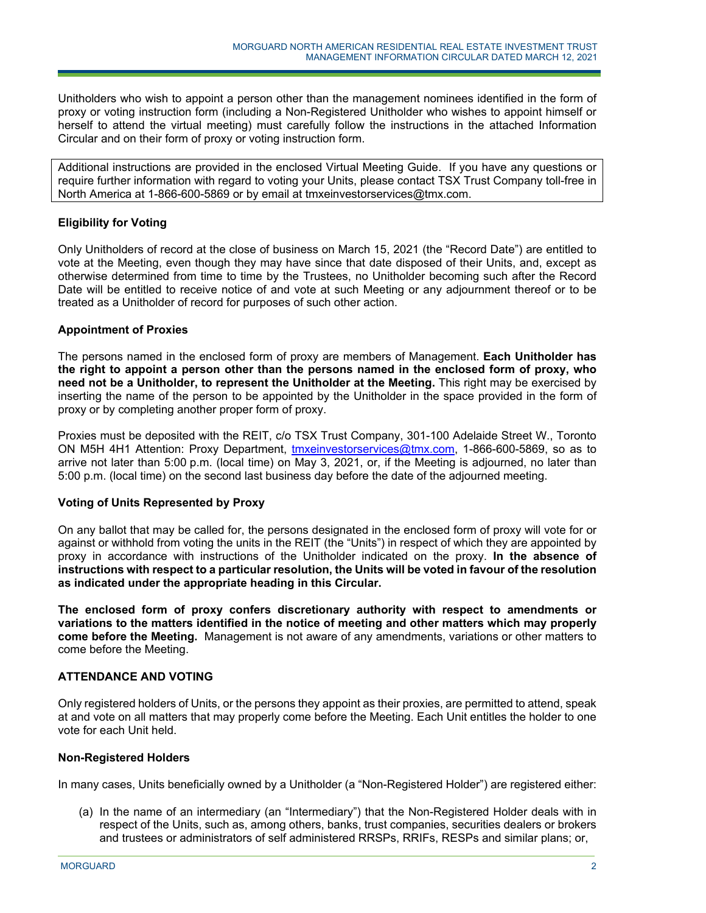Unitholders who wish to appoint a person other than the management nominees identified in the form of proxy or voting instruction form (including a Non-Registered Unitholder who wishes to appoint himself or herself to attend the virtual meeting) must carefully follow the instructions in the attached Information Circular and on their form of proxy or voting instruction form.

Additional instructions are provided in the enclosed Virtual Meeting Guide. If you have any questions or require further information with regard to voting your Units, please contact TSX Trust Company toll-free in North America at 1-866-600-5869 or by email at tmxeinvestorservices@tmx.com.

### Eligibility for Voting

Only Unitholders of record at the close of business on March 15, 2021 (the "Record Date") are entitled to vote at the Meeting, even though they may have since that date disposed of their Units, and, except as otherwise determined from time to time by the Trustees, no Unitholder becoming such after the Record Date will be entitled to receive notice of and vote at such Meeting or any adjournment thereof or to be treated as a Unitholder of record for purposes of such other action.

### Appointment of Proxies

The persons named in the enclosed form of proxy are members of Management. **Each Unitholder has the right to appoint a person other than the persons named in the enclosed form of proxy, who need not be a Unitholder, to represent the Unitholder at the Meeting.** This right may be exercised by inserting the name of the person to be appointed by the Unitholder in the space provided in the form of proxy or by completing another proper form of proxy.

Proxies must be deposited with the REIT, c/o TSX Trust Company, 301-100 Adelaide Street W., Toronto ON M5H 4H1 Attention: Proxy Department, tmxeinvestorservices@tmx.com, 1-866-600-5869, so as to arrive not later than 5:00 p.m. (local time) on May 3, 2021, or, if the Meeting is adjourned, no later than 5:00 p.m. (local time) on the second last business day before the date of the adjourned meeting.

### Voting of Units Represented by Proxy

On any ballot that may be called for, the persons designated in the enclosed form of proxy will vote for or against or withhold from voting the units in the REIT (the "Units") in respect of which they are appointed by proxy in accordance with instructions of the Unitholder indicated on the proxy. **In the absence of instructions with respect to a particular resolution, the Units will be voted in favour of the resolution as indicated under the appropriate heading in this Circular.**

**The enclosed form of proxy confers discretionary authority with respect to amendments or variations to the matters identified in the notice of meeting and other matters which may properly come before the Meeting.** Management is not aware of any amendments, variations or other matters to come before the Meeting.

## ATTENDANCE AND VOTING

Only registered holders of Units, or the persons they appoint as their proxies, are permitted to attend, speak at and vote on all matters that may properly come before the Meeting. Each Unit entitles the holder to one vote for each Unit held.

### Non-Registered Holders

In many cases, Units beneficially owned by a Unitholder (a "Non-Registered Holder") are registered either:

(a) In the name of an intermediary (an "Intermediary") that the Non-Registered Holder deals with in respect of the Units, such as, among others, banks, trust companies, securities dealers or brokers and trustees or administrators of self administered RRSPs, RRIFs, RESPs and similar plans; or,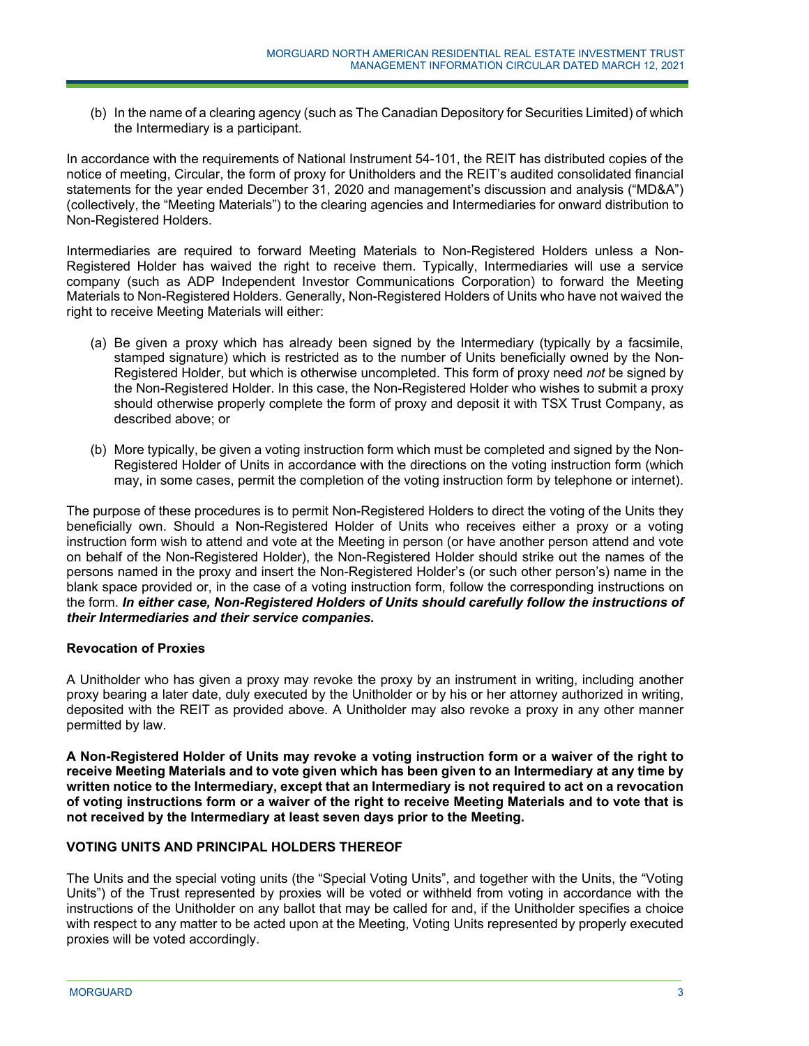(b) In the name of a clearing agency (such as The Canadian Depository for Securities Limited) of which the Intermediary is a participant.

In accordance with the requirements of National Instrument 54-101, the REIT has distributed copies of the notice of meeting, Circular, the form of proxy for Unitholders and the REIT's audited consolidated financial statements for the year ended December 31, 2020 and management's discussion and analysis ("MD&A") (collectively, the "Meeting Materials") to the clearing agencies and Intermediaries for onward distribution to Non-Registered Holders.

Intermediaries are required to forward Meeting Materials to Non-Registered Holders unless a Non-Registered Holder has waived the right to receive them. Typically, Intermediaries will use a service company (such as ADP Independent Investor Communications Corporation) to forward the Meeting Materials to Non-Registered Holders. Generally, Non-Registered Holders of Units who have not waived the right to receive Meeting Materials will either:

(a) Be given a proxy which has already been signed by the Intermediary (typically by a facsimile, stamped signature) which is restricted as to the number of Units beneficially owned by the Non-Registered Holder, but which is otherwise uncompleted. This form of proxy need *not* be signed by the Non-Registered Holder. In this case, the Non-Registered Holder who wishes to submit a proxy should otherwise properly complete the form of proxy and deposit it with TSX Trust Company, as described above; or

(b) More typically, be given a voting instruction form which must be completed and signed by the Non-Registered Holder of Units in accordance with the directions on the voting instruction form (which may, in some cases, permit the completion of the voting instruction form by telephone or internet).

The purpose of these procedures is to permit Non-Registered Holders to direct the voting of the Units they beneficially own. Should a Non-Registered Holder of Units who receives either a proxy or a voting instruction form wish to attend and vote at the Meeting in person (or have another person attend and vote on behalf of the Non-Registered Holder), the Non-Registered Holder should strike out the names of the persons named in the proxy and insert the Non-Registered Holder's (or such other person's) name in the blank space provided or, in the case of a voting instruction form, follow the corresponding instructions on the form. ***In either case, Non-Registered Holders of Units should carefully follow the instructions of their Intermediaries and their service companies.***

**Revocation of Proxies**

A Unitholder who has given a proxy may revoke the proxy by an instrument in writing, including another proxy bearing a later date, duly executed by the Unitholder or by his or her attorney authorized in writing, deposited with the REIT as provided above. A Unitholder may also revoke a proxy in any other manner permitted by law.

**A Non-Registered Holder of Units may revoke a voting instruction form or a waiver of the right to receive Meeting Materials and to vote given which has been given to an Intermediary at any time by written notice to the Intermediary, except that an Intermediary is not required to act on a revocation of voting instructions form or a waiver of the right to receive Meeting Materials and to vote that is not received by the Intermediary at least seven days prior to the Meeting.**

## VOTING UNITS AND PRINCIPAL HOLDERS THEREOF

The Units and the special voting units (the "Special Voting Units", and together with the Units, the "Voting Units") of the Trust represented by proxies will be voted or withheld from voting in accordance with the instructions of the Unitholder on any ballot that may be called for and, if the Unitholder specifies a choice with respect to any matter to be acted upon at the Meeting, Voting Units represented by properly executed proxies will be voted accordingly.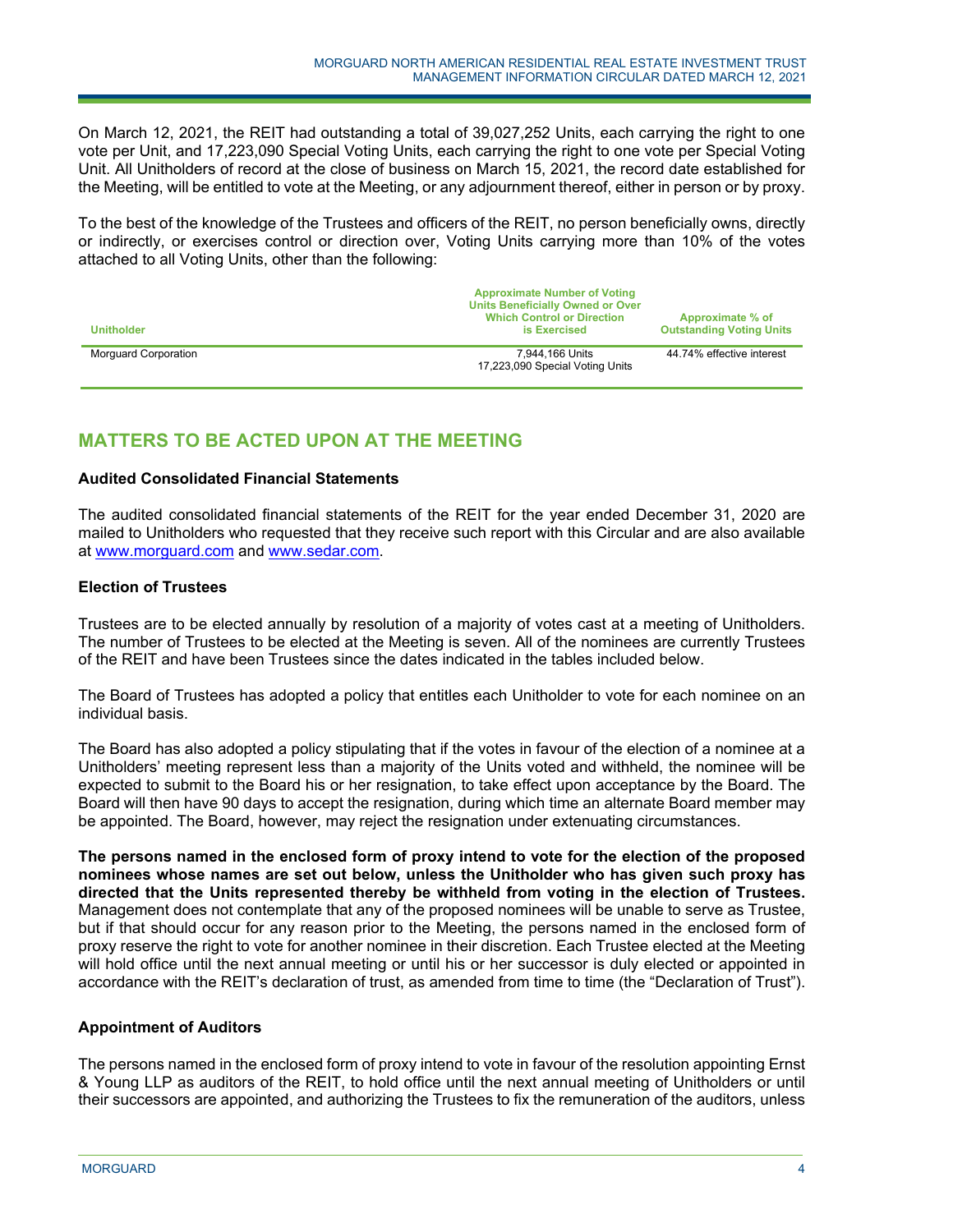On March 12, 2021, the REIT had outstanding a total of 39,027,252 Units, each carrying the right to one vote per Unit, and 17,223,090 Special Voting Units, each carrying the right to one vote per Special Voting Unit. All Unitholders of record at the close of business on March 15, 2021, the record date established for the Meeting, will be entitled to vote at the Meeting, or any adjournment thereof, either in person or by proxy.

To the best of the knowledge of the Trustees and officers of the REIT, no person beneficially owns, directly or indirectly, or exercises control or direction over, Voting Units carrying more than 10% of the votes attached to all Voting Units, other than the following:

| Unitholder | Approximate Number of Voting Units Beneficially Owned or Over Which Control or Direction is Exercised | Approximate % of Outstanding Voting Units |
|---|---|---|
| Morguard Corporation | 7,944,166 Units<br>17,223,090 Special Voting Units | 44.74% effective interest |

## MATTERS TO BE ACTED UPON AT THE MEETING

### Audited Consolidated Financial Statements

The audited consolidated financial statements of the REIT for the year ended December 31, 2020 are mailed to Unitholders who requested that they receive such report with this Circular and are also available at www.morguard.com and www.sedar.com.

### Election of Trustees

Trustees are to be elected annually by resolution of a majority of votes cast at a meeting of Unitholders. The number of Trustees to be elected at the Meeting is seven. All of the nominees are currently Trustees of the REIT and have been Trustees since the dates indicated in the tables included below.

The Board of Trustees has adopted a policy that entitles each Unitholder to vote for each nominee on an individual basis.

The Board has also adopted a policy stipulating that if the votes in favour of the election of a nominee at a Unitholders' meeting represent less than a majority of the Units voted and withheld, the nominee will be expected to submit to the Board his or her resignation, to take effect upon acceptance by the Board. The Board will then have 90 days to accept the resignation, during which time an alternate Board member may be appointed. The Board, however, may reject the resignation under extenuating circumstances.

**The persons named in the enclosed form of proxy intend to vote for the election of the proposed nominees whose names are set out below, unless the Unitholder who has given such proxy has directed that the Units represented thereby be withheld from voting in the election of Trustees.** Management does not contemplate that any of the proposed nominees will be unable to serve as Trustee, but if that should occur for any reason prior to the Meeting, the persons named in the enclosed form of proxy reserve the right to vote for another nominee in their discretion. Each Trustee elected at the Meeting will hold office until the next annual meeting or until his or her successor is duly elected or appointed in accordance with the REIT's declaration of trust, as amended from time to time (the "Declaration of Trust").

### Appointment of Auditors

The persons named in the enclosed form of proxy intend to vote in favour of the resolution appointing Ernst & Young LLP as auditors of the REIT, to hold office until the next annual meeting of Unitholders or until their successors are appointed, and authorizing the Trustees to fix the remuneration of the auditors, unless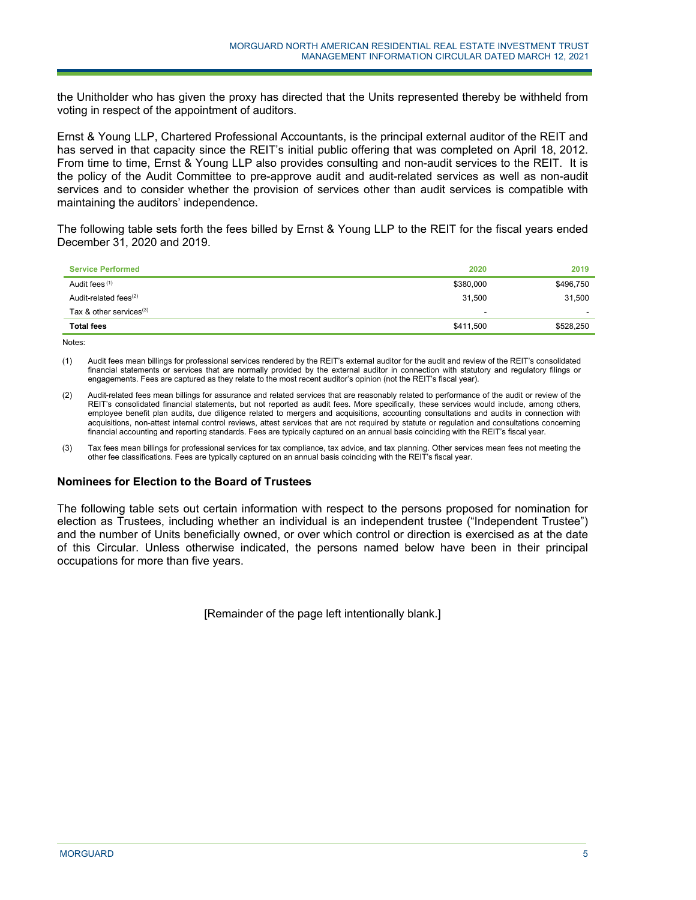the Unitholder who has given the proxy has directed that the Units represented thereby be withheld from voting in respect of the appointment of auditors.

Ernst & Young LLP, Chartered Professional Accountants, is the principal external auditor of the REIT and has served in that capacity since the REIT's initial public offering that was completed on April 18, 2012. From time to time, Ernst & Young LLP also provides consulting and non-audit services to the REIT. It is the policy of the Audit Committee to pre-approve audit and audit-related services as well as non-audit services and to consider whether the provision of services other than audit services is compatible with maintaining the auditors' independence.

The following table sets forth the fees billed by Ernst & Young LLP to the REIT for the fiscal years ended December 31, 2020 and 2019.

| Service Performed | 2020 | 2019 |
|---|---|---|
| Audit fees [1] | $380,000 | $496,750 |
| Audit-related fees[2] | 31,500 | 31,500 |
| Tax & other services[3] | - | - |
| **Total fees** | $411,500 | $528,250 |

Notes:

(1) Audit fees mean billings for professional services rendered by the REIT's external auditor for the audit and review of the REIT's consolidated financial statements or services that are normally provided by the external auditor in connection with statutory and regulatory filings or engagements. Fees are captured as they relate to the most recent auditor's opinion (not the REIT's fiscal year).

(2) Audit-related fees mean billings for assurance and related services that are reasonably related to performance of the audit or review of the REIT's consolidated financial statements, but not reported as audit fees. More specifically, these services would include, among others, employee benefit plan audits, due diligence related to mergers and acquisitions, accounting consultations and audits in connection with acquisitions, non-attest internal control reviews, attest services that are not required by statute or regulation and consultations concerning financial accounting and reporting standards. Fees are typically captured on an annual basis coinciding with the REIT's fiscal year.

(3) Tax fees mean billings for professional services for tax compliance, tax advice, and tax planning. Other services mean fees not meeting the other fee classifications. Fees are typically captured on an annual basis coinciding with the REIT's fiscal year.

## Nominees for Election to the Board of Trustees

The following table sets out certain information with respect to the persons proposed for nomination for election as Trustees, including whether an individual is an independent trustee ("Independent Trustee") and the number of Units beneficially owned, or over which control or direction is exercised as at the date of this Circular. Unless otherwise indicated, the persons named below have been in their principal occupations for more than five years.

[Remainder of the page left intentionally blank.]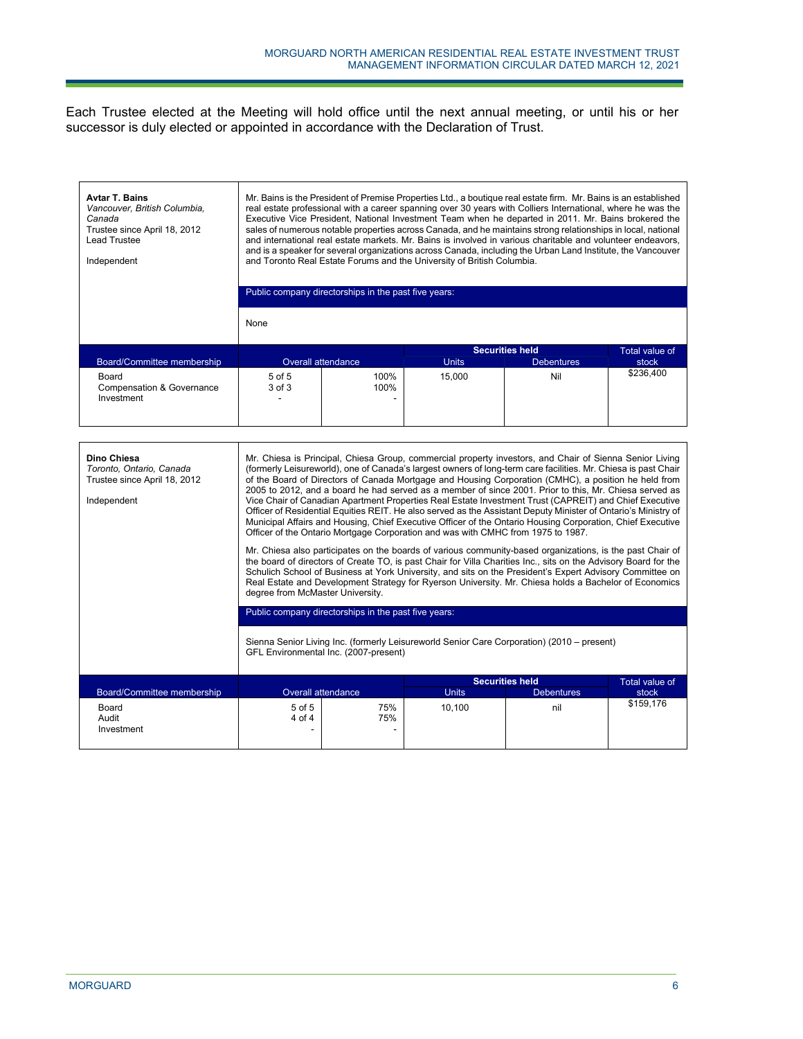Each Trustee elected at the Meeting will hold office until the next annual meeting, or until his or her successor is duly elected or appointed in accordance with the Declaration of Trust.

**Avtar T. Bains**
*Vancouver, British Columbia, Canada*
Trustee since April 18, 2012
Lead Trustee

Independent

Mr. Bains is the President of Premise Properties Ltd., a boutique real estate firm. Mr. Bains is an established real estate professional with a career spanning over 30 years with Colliers International, where he was the Executive Vice President, National Investment Team when he departed in 2011. Mr. Bains brokered the sales of numerous notable properties across Canada, and he maintains strong relationships in local, national and international real estate markets. Mr. Bains is involved in various charitable and volunteer endeavors, and is a speaker for several organizations across Canada, including the Urban Land Institute, the Vancouver and Toronto Real Estate Forums and the University of British Columbia.

Public company directorships in the past five years:

None

| Board/Committee membership | Overall attendance | | Securities held | | Total value of stock |
|---|---|---|---|---|---|
| | | | Units | Debentures | |
| Board<br>Compensation & Governance<br>Investment | 5 of 5<br>3 of 3<br>- | 100%<br>100%<br>- | 15,000 | Nil | $236,400 |

**Dino Chiesa**
*Toronto, Ontario, Canada*
Trustee since April 18, 2012

Independent

Mr. Chiesa is Principal, Chiesa Group, commercial property investors, and Chair of Sienna Senior Living (formerly Leisureworld), one of Canada's largest owners of long-term care facilities. Mr. Chiesa is past Chair of the Board of Directors of Canada Mortgage and Housing Corporation (CMHC), a position he held from 2005 to 2012, and a board he had served as a member of since 2001. Prior to this, Mr. Chiesa served as Vice Chair of Canadian Apartment Properties Real Estate Investment Trust (CAPREIT) and Chief Executive Officer of Residential Equities REIT. He also served as the Assistant Deputy Minister of Ontario's Ministry of Municipal Affairs and Housing, Chief Executive Officer of the Ontario Housing Corporation, Chief Executive Officer of the Ontario Mortgage Corporation and was with CMHC from 1975 to 1987.

Mr. Chiesa also participates on the boards of various community-based organizations, is the past Chair of the board of directors of Create TO, is past Chair for Villa Charities Inc., sits on the Advisory Board for the Schulich School of Business at York University, and sits on the President's Expert Advisory Committee on Real Estate and Development Strategy for Ryerson University. Mr. Chiesa holds a Bachelor of Economics degree from McMaster University.

Public company directorships in the past five years:

Sienna Senior Living Inc. (formerly Leisureworld Senior Care Corporation) (2010 – present)
GFL Environmental Inc. (2007-present)

| Board/Committee membership | Overall attendance | | Securities held | | Total value of stock |
|---|---|---|---|---|---|
| | | | Units | Debentures | |
| Board<br>Audit<br>Investment | 5 of 5<br>4 of 4<br>- | 75%<br>75%<br>- | 10,100 | nil | $159,176 |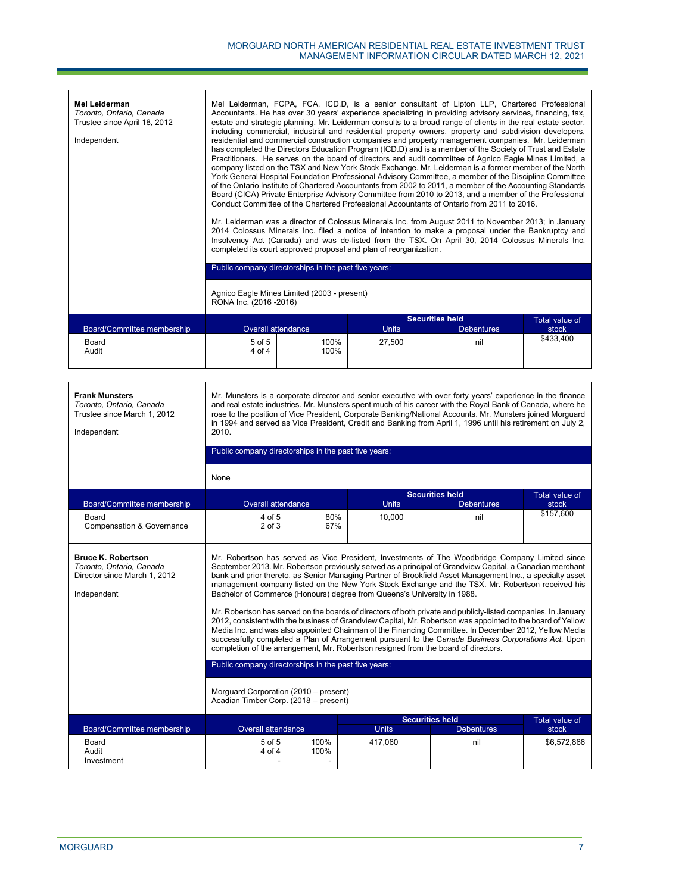**Mel Leiderman**
*Toronto, Ontario, Canada*
Trustee since April 18, 2012

Independent

Mel Leiderman, FCPA, FCA, ICD.D, is a senior consultant of Lipton LLP, Chartered Professional Accountants. He has over 30 years' experience specializing in providing advisory services, financing, tax, estate and strategic planning. Mr. Leiderman consults to a broad range of clients in the real estate sector, including commercial, industrial and residential property owners, property and subdivision developers, residential and commercial construction companies and property management companies. Mr. Leiderman has completed the Directors Education Program (ICD.D) and is a member of the Society of Trust and Estate Practitioners. He serves on the board of directors and audit committee of Agnico Eagle Mines Limited, a company listed on the TSX and New York Stock Exchange. Mr. Leiderman is a former member of the North York General Hospital Foundation Professional Advisory Committee, a member of the Discipline Committee of the Ontario Institute of Chartered Accountants from 2002 to 2011, a member of the Accounting Standards Board (CICA) Private Enterprise Advisory Committee from 2010 to 2013, and a member of the Professional Conduct Committee of the Chartered Professional Accountants of Ontario from 2011 to 2016.

Mr. Leiderman was a director of Colossus Minerals Inc. from August 2011 to November 2013; in January 2014 Colossus Minerals Inc. filed a notice of intention to make a proposal under the Bankruptcy and Insolvency Act (Canada) and was de-listed from the TSX. On April 30, 2014 Colossus Minerals Inc. completed its court approved proposal and plan of reorganization.

Public company directorships in the past five years:

Agnico Eagle Mines Limited (2003 - present)
RONA Inc. (2016 -2016)

| Board/Committee membership | Overall attendance | | Securities held | | Total value of stock |
|---|---|---|---|---|---|
| | | | Units | Debentures | |
| Board | 5 of 5 | 100% | 27,500 | nil | $433,400 |
| Audit | 4 of 4 | 100% | | | |

**Frank Munsters**
*Toronto, Ontario, Canada*
Trustee since March 1, 2012

Independent

Mr. Munsters is a corporate director and senior executive with over forty years' experience in the finance and real estate industries. Mr. Munsters spent much of his career with the Royal Bank of Canada, where he rose to the position of Vice President, Corporate Banking/National Accounts. Mr. Munsters joined Morguard in 1994 and served as Vice President, Credit and Banking from April 1, 1996 until his retirement on July 2, 2010.

Public company directorships in the past five years:

None

| Board/Committee membership | Overall attendance | | Securities held | | Total value of stock |
|---|---|---|---|---|---|
| | | | Units | Debentures | |
| Board | 4 of 5 | 80% | 10,000 | nil | $157,600 |
| Compensation & Governance | 2 of 3 | 67% | | | |

**Bruce K. Robertson**
*Toronto, Ontario, Canada*
Director since March 1, 2012

Independent

Mr. Robertson has served as Vice President, Investments of The Woodbridge Company Limited since September 2013. Mr. Robertson previously served as a principal of Grandview Capital, a Canadian merchant bank and prior thereto, as Senior Managing Partner of Brookfield Asset Management Inc., a specialty asset management company listed on the New York Stock Exchange and the TSX. Mr. Robertson received his Bachelor of Commerce (Honours) degree from Queens's University in 1988.

Mr. Robertson has served on the boards of directors of both private and publicly-listed companies. In January 2012, consistent with the business of Grandview Capital, Mr. Robertson was appointed to the board of Yellow Media Inc. and was also appointed Chairman of the Financing Committee. In December 2012, Yellow Media successfully completed a Plan of Arrangement pursuant to the *Canada Business Corporations Act.* Upon completion of the arrangement, Mr. Robertson resigned from the board of directors.

Public company directorships in the past five years:

Morguard Corporation (2010 – present)
Acadian Timber Corp. (2018 – present)

| Board/Committee membership | Overall attendance | | Securities held | | Total value of stock |
|---|---|---|---|---|---|
| | | | Units | Debentures | |
| Board | 5 of 5 | 100% | 417,060 | nil | $6,572,866 |
| Audit | 4 of 4 | 100% | | | |
| Investment | - | - | | | |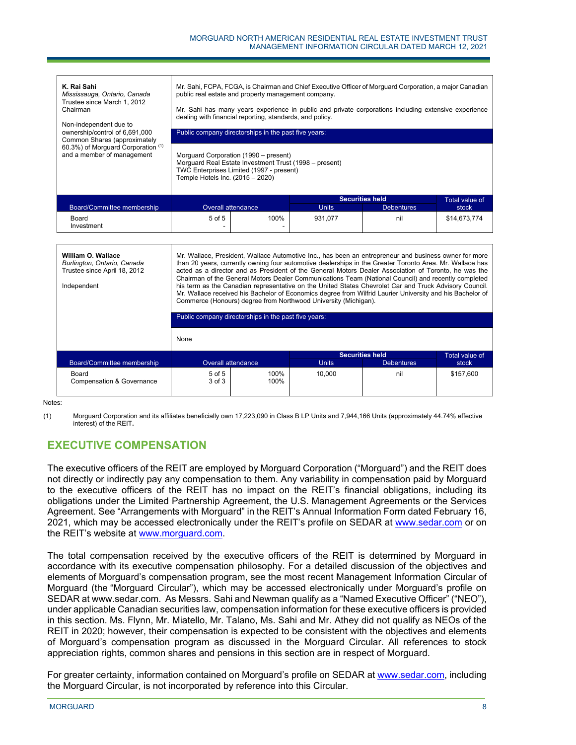| **K. Rai Sahi**<br>*Mississauga, Ontario, Canada*<br>Trustee since March 1, 2012<br>Chairman<br><br>Non-independent due to ownership/control of 6,691,000 Common Shares (approximately 60.3%) of Morguard Corporation (1) and a member of management | Mr. Sahi, FCPA, FCGA, is Chairman and Chief Executive Officer of Morguard Corporation, a major Canadian public real estate and property management company.<br><br>Mr. Sahi has many years experience in public and private corporations including extensive experience dealing with financial reporting, standards, and policy.<br><br>**Public company directorships in the past five years:**<br><br>Morguard Corporation (1990 – present)<br>Morguard Real Estate Investment Trust (1998 – present)<br>TWC Enterprises Limited (1997 - present)<br>Temple Hotels Inc. (2015 – 2020) | | | | |
|---|---|---|---|---|---|
| | | | Securities held | | |
| Board/Committee membership | Overall attendance | | Units | Debentures | Total value of stock |
| Board<br>Investment | 5 of 5<br>- | 100%<br>- | 931,077 | nil | $14,673,774 |

| **William O. Wallace**<br>*Burlington, Ontario, Canada*<br>Trustee since April 18, 2012<br><br>Independent | Mr. Wallace, President, Wallace Automotive Inc., has been an entrepreneur and business owner for more than 20 years, currently owning four automotive dealerships in the Greater Toronto Area. Mr. Wallace has acted as a director and as President of the General Motors Dealer Association of Toronto, he was the Chairman of the General Motors Dealer Communications Team (National Council) and recently completed his term as the Canadian representative on the United States Chevrolet Car and Truck Advisory Council. Mr. Wallace received his Bachelor of Economics degree from Wilfrid Laurier University and his Bachelor of Commerce (Honours) degree from Northwood University (Michigan).<br><br>**Public company directorships in the past five years:**<br><br>None | | | | |
|---|---|---|---|---|---|
| | | | Securities held | | |
| Board/Committee membership | Overall attendance | | Units | Debentures | Total value of stock |
| Board<br>Compensation & Governance | 5 of 5<br>3 of 3 | 100%<br>100% | 10,000 | nil | $157,600 |

Notes:

(1) Morguard Corporation and its affiliates beneficially own 17,223,090 in Class B LP Units and 7,944,166 Units (approximately 44.74% effective interest) of the REIT.

## EXECUTIVE COMPENSATION

The executive officers of the REIT are employed by Morguard Corporation ("Morguard") and the REIT does not directly or indirectly pay any compensation to them. Any variability in compensation paid by Morguard to the executive officers of the REIT has no impact on the REIT's financial obligations, including its obligations under the Limited Partnership Agreement, the U.S. Management Agreements or the Services Agreement. See "Arrangements with Morguard" in the REIT's Annual Information Form dated February 16, 2021, which may be accessed electronically under the REIT's profile on SEDAR at www.sedar.com or on the REIT's website at www.morguard.com.

The total compensation received by the executive officers of the REIT is determined by Morguard in accordance with its executive compensation philosophy. For a detailed discussion of the objectives and elements of Morguard's compensation program, see the most recent Management Information Circular of Morguard (the "Morguard Circular"), which may be accessed electronically under Morguard's profile on SEDAR at www.sedar.com. As Messrs. Sahi and Newman qualify as a "Named Executive Officer" ("NEO"), under applicable Canadian securities law, compensation information for these executive officers is provided in this section. Ms. Flynn, Mr. Miatello, Mr. Talano, Ms. Sahi and Mr. Athey did not qualify as NEOs of the REIT in 2020; however, their compensation is expected to be consistent with the objectives and elements of Morguard's compensation program as discussed in the Morguard Circular. All references to stock appreciation rights, common shares and pensions in this section are in respect of Morguard.

For greater certainty, information contained on Morguard's profile on SEDAR at www.sedar.com, including the Morguard Circular, is not incorporated by reference into this Circular.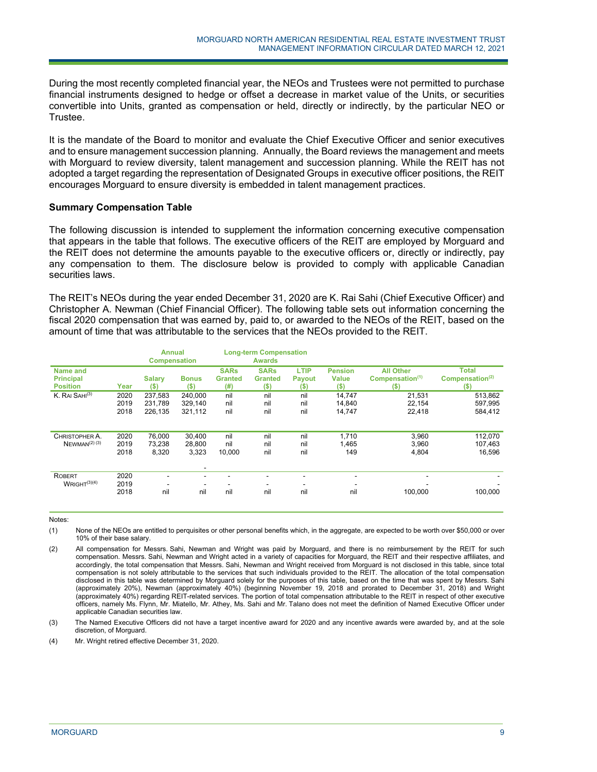During the most recently completed financial year, the NEOs and Trustees were not permitted to purchase financial instruments designed to hedge or offset a decrease in market value of the Units, or securities convertible into Units, granted as compensation or held, directly or indirectly, by the particular NEO or Trustee.

It is the mandate of the Board to monitor and evaluate the Chief Executive Officer and senior executives and to ensure management succession planning. Annually, the Board reviews the management and meets with Morguard to review diversity, talent management and succession planning. While the REIT has not adopted a target regarding the representation of Designated Groups in executive officer positions, the REIT encourages Morguard to ensure diversity is embedded in talent management practices.

### Summary Compensation Table

The following discussion is intended to supplement the information concerning executive compensation that appears in the table that follows. The executive officers of the REIT are employed by Morguard and the REIT does not determine the amounts payable to the executive officers or, directly or indirectly, pay any compensation to them. The disclosure below is provided to comply with applicable Canadian securities laws.

The REIT's NEOs during the year ended December 31, 2020 are K. Rai Sahi (Chief Executive Officer) and Christopher A. Newman (Chief Financial Officer). The following table sets out information concerning the fiscal 2020 compensation that was earned by, paid to, or awarded to the NEOs of the REIT, based on the amount of time that was attributable to the services that the NEOs provided to the REIT.

| | | Annual Compensation | | Long-term Compensation Awards | | | | | |
|---|---|---|---|---|---|---|---|---|---|
| **Name and Principal Position** | **Year** | **Salary ($)** | **Bonus ($)** | **SARs Granted (#)** | **SARs Granted ($)** | **LTIP Payout ($)** | **Pension Value ($)** | **All Other Compensation[1] ($)** | **Total Compensation[2] ($)** |
| K. RAI SAHI[3] | 2020 | 237,583 | 240,000 | nil | nil | nil | 14,747 | 21,531 | 513,862 |
| | 2019 | 231,789 | 329,140 | nil | nil | nil | 14,840 | 22,154 | 597,995 |
| | 2018 | 226,135 | 321,112 | nil | nil | nil | 14,747 | 22,418 | 584,412 |
| CHRISTOPHER A. NEWMAN[(2) (3)] | 2020 | 76,000 | 30,400 | nil | nil | nil | 1,710 | 3,960 | 112,070 |
| | 2019 | 73,238 | 28,800 | nil | nil | nil | 1,465 | 3,960 | 107,463 |
| | 2018 | 8,320 | 3,323 | 10,000 | nil | nil | 149 | 4,804 | 16,596 |
| | | | - | | | | | | |
| ROBERT WRIGHT[(3)(4)] | 2020 | - | - | - | - | - | - | - | - |
| | 2019 | - | - | - | - | - | - | - | - |
| | 2018 | nil | nil | nil | nil | nil | nil | 100,000 | 100,000 |

Notes:

(1) None of the NEOs are entitled to perquisites or other personal benefits which, in the aggregate, are expected to be worth over $50,000 or over 10% of their base salary.

(2) All compensation for Messrs. Sahi, Newman and Wright was paid by Morguard, and there is no reimbursement by the REIT for such compensation. Messrs. Sahi, Newman and Wright acted in a variety of capacities for Morguard, the REIT and their respective affiliates, and accordingly, the total compensation that Messrs. Sahi, Newman and Wright received from Morguard is not disclosed in this table, since total compensation is not solely attributable to the services that such individuals provided to the REIT. The allocation of the total compensation disclosed in this table was determined by Morguard solely for the purposes of this table, based on the time that was spent by Messrs. Sahi (approximately 20%), Newman (approximately 40%) (beginning November 19, 2018 and prorated to December 31, 2018) and Wright (approximately 40%) regarding REIT-related services. The portion of total compensation attributable to the REIT in respect of other executive officers, namely Ms. Flynn, Mr. Miatello, Mr. Athey, Ms. Sahi and Mr. Talano does not meet the definition of Named Executive Officer under applicable Canadian securities law.

(3) The Named Executive Officers did not have a target incentive award for 2020 and any incentive awards were awarded by, and at the sole discretion, of Morguard.

(4) Mr. Wright retired effective December 31, 2020.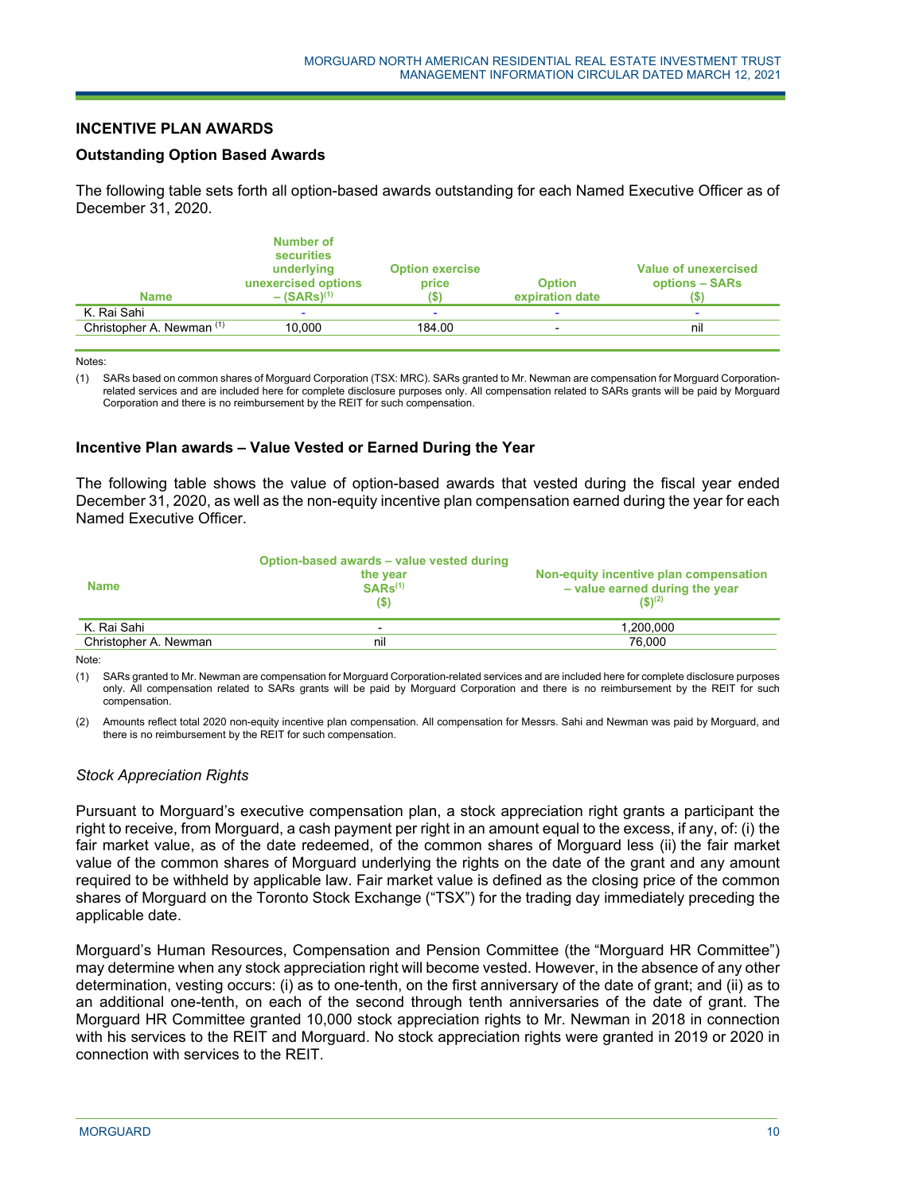## INCENTIVE PLAN AWARDS

### Outstanding Option Based Awards

The following table sets forth all option-based awards outstanding for each Named Executive Officer as of December 31, 2020.

| Name | Number of securities underlying unexercised options – (SARs)[1] | Option exercise price ($) | Option expiration date | Value of unexercised options – SARs ($) |
|---|---|---|---|---|
| K. Rai Sahi | - | - | - | - |
| Christopher A. Newman [1] | 10,000 | 184.00 | - | nil |

Notes:

(1) SARs based on common shares of Morguard Corporation (TSX: MRC). SARs granted to Mr. Newman are compensation for Morguard Corporation-related services and are included here for complete disclosure purposes only. All compensation related to SARs grants will be paid by Morguard Corporation and there is no reimbursement by the REIT for such compensation.

### Incentive Plan awards – Value Vested or Earned During the Year

The following table shows the value of option-based awards that vested during the fiscal year ended December 31, 2020, as well as the non-equity incentive plan compensation earned during the year for each Named Executive Officer.

| Name | Option-based awards – value vested during the year SARs[1] ($) | Non-equity incentive plan compensation – value earned during the year ($)[2] |
|---|---|---|
| K. Rai Sahi | - | 1,200,000 |
| Christopher A. Newman | nil | 76,000 |

Note:

(1) SARs granted to Mr. Newman are compensation for Morguard Corporation-related services and are included here for complete disclosure purposes only. All compensation related to SARs grants will be paid by Morguard Corporation and there is no reimbursement by the REIT for such compensation.

(2) Amounts reflect total 2020 non-equity incentive plan compensation. All compensation for Messrs. Sahi and Newman was paid by Morguard, and there is no reimbursement by the REIT for such compensation.

*Stock Appreciation Rights*

Pursuant to Morguard's executive compensation plan, a stock appreciation right grants a participant the right to receive, from Morguard, a cash payment per right in an amount equal to the excess, if any, of: (i) the fair market value, as of the date redeemed, of the common shares of Morguard less (ii) the fair market value of the common shares of Morguard underlying the rights on the date of the grant and any amount required to be withheld by applicable law. Fair market value is defined as the closing price of the common shares of Morguard on the Toronto Stock Exchange ("TSX") for the trading day immediately preceding the applicable date.

Morguard's Human Resources, Compensation and Pension Committee (the "Morguard HR Committee") may determine when any stock appreciation right will become vested. However, in the absence of any other determination, vesting occurs: (i) as to one-tenth, on the first anniversary of the date of grant; and (ii) as to an additional one-tenth, on each of the second through tenth anniversaries of the date of grant. The Morguard HR Committee granted 10,000 stock appreciation rights to Mr. Newman in 2018 in connection with his services to the REIT and Morguard. No stock appreciation rights were granted in 2019 or 2020 in connection with services to the REIT.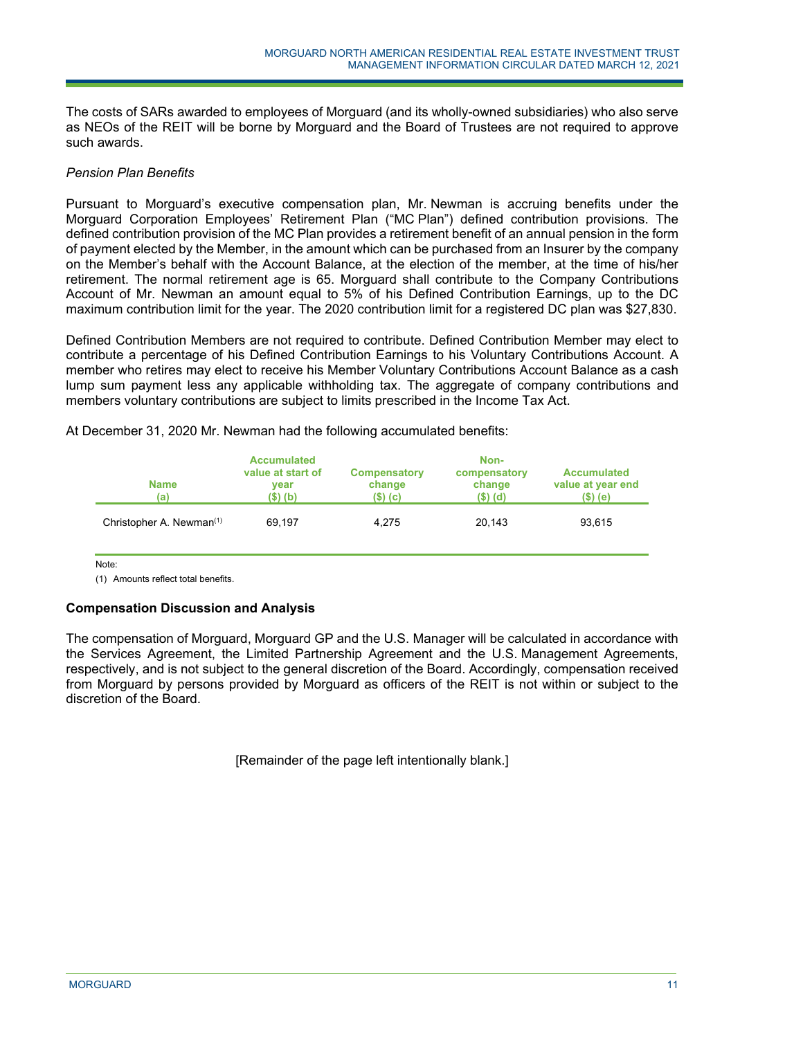The costs of SARs awarded to employees of Morguard (and its wholly-owned subsidiaries) who also serve as NEOs of the REIT will be borne by Morguard and the Board of Trustees are not required to approve such awards.

*Pension Plan Benefits*

Pursuant to Morguard's executive compensation plan, Mr. Newman is accruing benefits under the Morguard Corporation Employees' Retirement Plan ("MC Plan") defined contribution provisions. The defined contribution provision of the MC Plan provides a retirement benefit of an annual pension in the form of payment elected by the Member, in the amount which can be purchased from an Insurer by the company on the Member's behalf with the Account Balance, at the election of the member, at the time of his/her retirement. The normal retirement age is 65. Morguard shall contribute to the Company Contributions Account of Mr. Newman an amount equal to 5% of his Defined Contribution Earnings, up to the DC maximum contribution limit for the year. The 2020 contribution limit for a registered DC plan was $27,830.

Defined Contribution Members are not required to contribute. Defined Contribution Member may elect to contribute a percentage of his Defined Contribution Earnings to his Voluntary Contributions Account. A member who retires may elect to receive his Member Voluntary Contributions Account Balance as a cash lump sum payment less any applicable withholding tax. The aggregate of company contributions and members voluntary contributions are subject to limits prescribed in the Income Tax Act.

At December 31, 2020 Mr. Newman had the following accumulated benefits:

| Name (a) | Accumulated value at start of year ($) (b) | Compensatory change ($) (c) | Non-compensatory change ($) (d) | Accumulated value at year end ($) (e) |
|---|---|---|---|---|
| Christopher A. Newman[(1)] | 69,197 | 4,275 | 20,143 | 93,615 |

Note:

(1) Amounts reflect total benefits.

**Compensation Discussion and Analysis**

The compensation of Morguard, Morguard GP and the U.S. Manager will be calculated in accordance with the Services Agreement, the Limited Partnership Agreement and the U.S. Management Agreements, respectively, and is not subject to the general discretion of the Board. Accordingly, compensation received from Morguard by persons provided by Morguard as officers of the REIT is not within or subject to the discretion of the Board.

[Remainder of the page left intentionally blank.]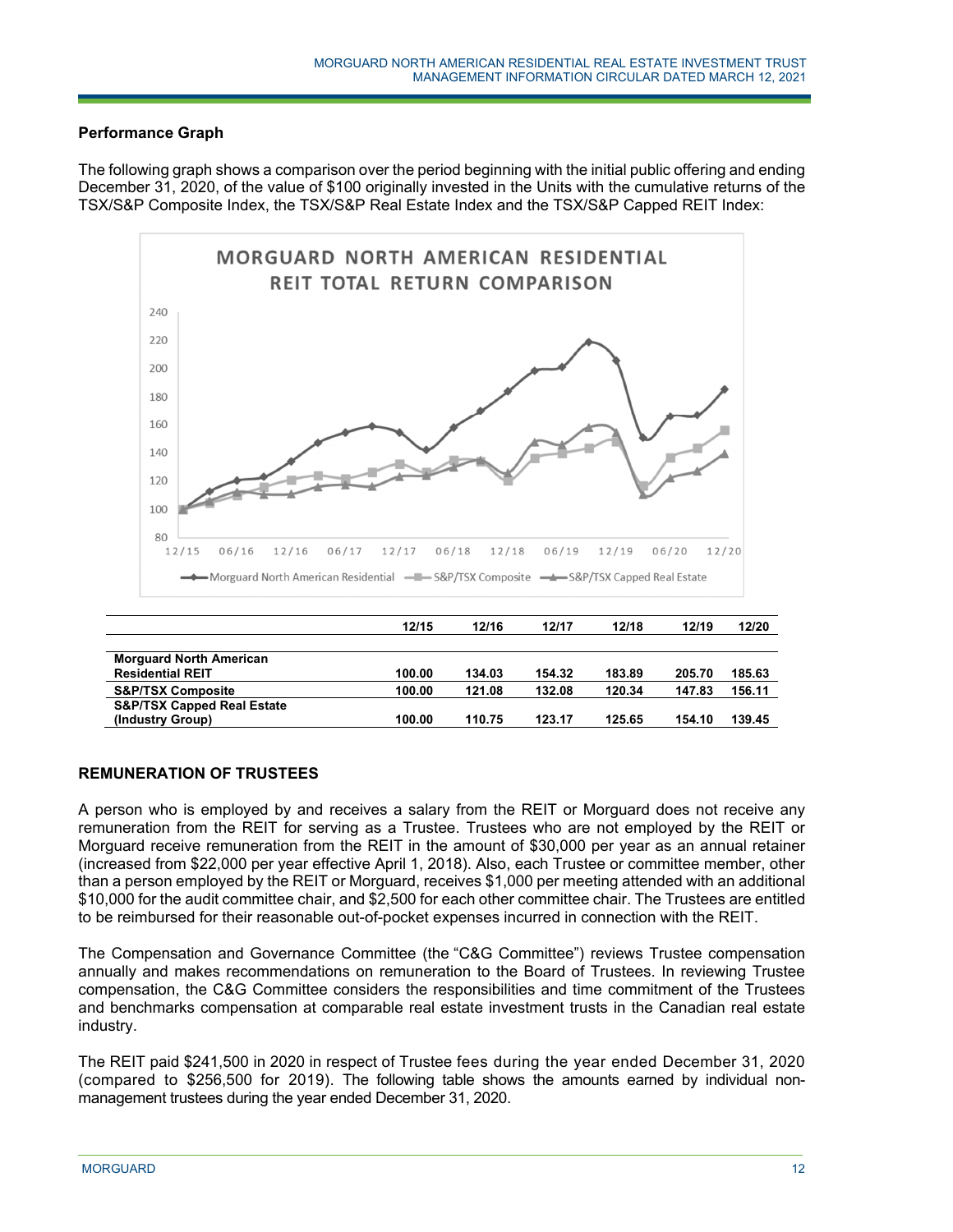### Performance Graph

The following graph shows a comparison over the period beginning with the initial public offering and ending December 31, 2020, of the value of $100 originally invested in the Units with the cumulative returns of the TSX/S&P Composite Index, the TSX/S&P Real Estate Index and the TSX/S&P Capped REIT Index:

| | 12/15 | 12/16 | 12/17 | 12/18 | 12/19 | 12/20 |
|---|---|---|---|---|---|---|
| **Morguard North American Residential REIT** | **100.00** | **134.03** | **154.32** | **183.89** | **205.70** | **185.63** |
| **S&P/TSX Composite** | **100.00** | **121.08** | **132.08** | **120.34** | **147.83** | **156.11** |
| **S&P/TSX Capped Real Estate (Industry Group)** | **100.00** | **110.75** | **123.17** | **125.65** | **154.10** | **139.45** |

## REMUNERATION OF TRUSTEES

A person who is employed by and receives a salary from the REIT or Morguard does not receive any remuneration from the REIT for serving as a Trustee. Trustees who are not employed by the REIT or Morguard receive remuneration from the REIT in the amount of $30,000 per year as an annual retainer (increased from $22,000 per year effective April 1, 2018). Also, each Trustee or committee member, other than a person employed by the REIT or Morguard, receives $1,000 per meeting attended with an additional $10,000 for the audit committee chair, and $2,500 for each other committee chair. The Trustees are entitled to be reimbursed for their reasonable out-of-pocket expenses incurred in connection with the REIT.

The Compensation and Governance Committee (the "C&G Committee") reviews Trustee compensation annually and makes recommendations on remuneration to the Board of Trustees. In reviewing Trustee compensation, the C&G Committee considers the responsibilities and time commitment of the Trustees and benchmarks compensation at comparable real estate investment trusts in the Canadian real estate industry.

The REIT paid $241,500 in 2020 in respect of Trustee fees during the year ended December 31, 2020 (compared to $256,500 for 2019). The following table shows the amounts earned by individual non-management trustees during the year ended December 31, 2020.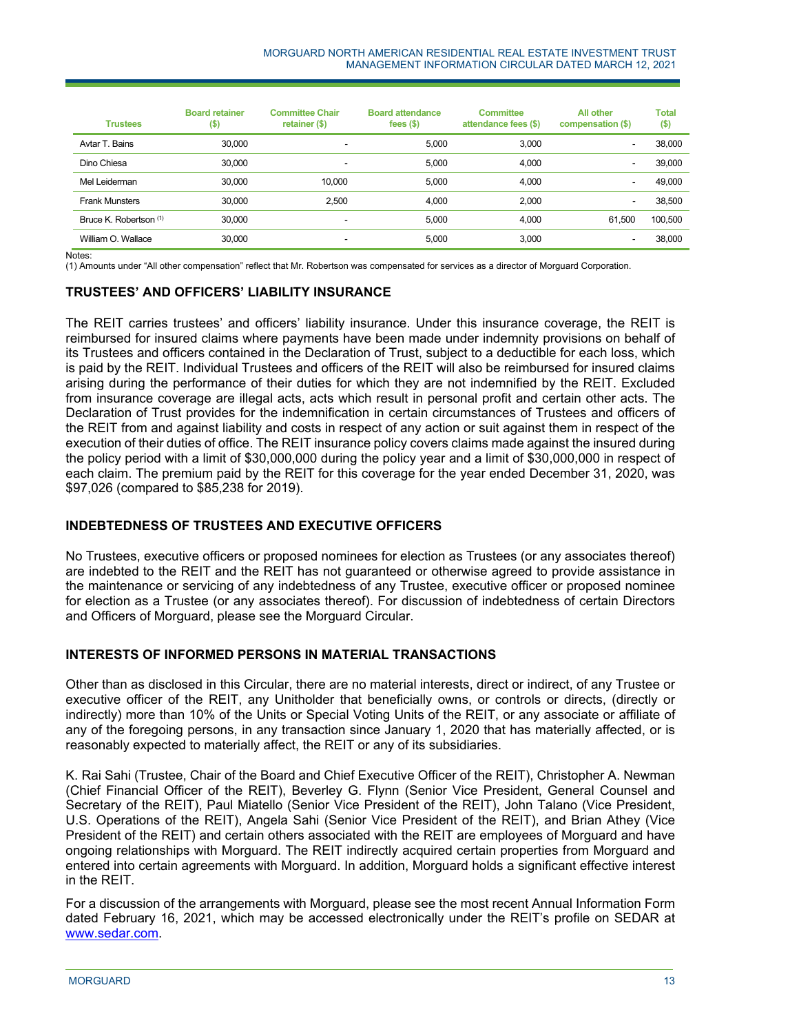| Trustees | Board retainer ($) | Committee Chair retainer ($) | Board attendance fees ($) | Committee attendance fees ($) | All other compensation ($) | Total ($) |
|---|---|---|---|---|---|---|
| Avtar T. Bains | 30,000 | - | 5,000 | 3,000 | - | 38,000 |
| Dino Chiesa | 30,000 | - | 5,000 | 4,000 | - | 39,000 |
| Mel Leiderman | 30,000 | 10,000 | 5,000 | 4,000 | - | 49,000 |
| Frank Munsters | 30,000 | 2,500 | 4,000 | 2,000 | - | 38,500 |
| Bruce K. Robertson (1) | 30,000 | - | 5,000 | 4,000 | 61,500 | 100,500 |
| William O. Wallace | 30,000 | - | 5,000 | 3,000 | - | 38,000 |

Notes:
(1) Amounts under "All other compensation" reflect that Mr. Robertson was compensated for services as a director of Morguard Corporation.

## TRUSTEES' AND OFFICERS' LIABILITY INSURANCE

The REIT carries trustees' and officers' liability insurance. Under this insurance coverage, the REIT is reimbursed for insured claims where payments have been made under indemnity provisions on behalf of its Trustees and officers contained in the Declaration of Trust, subject to a deductible for each loss, which is paid by the REIT. Individual Trustees and officers of the REIT will also be reimbursed for insured claims arising during the performance of their duties for which they are not indemnified by the REIT. Excluded from insurance coverage are illegal acts, acts which result in personal profit and certain other acts. The Declaration of Trust provides for the indemnification in certain circumstances of Trustees and officers of the REIT from and against liability and costs in respect of any action or suit against them in respect of the execution of their duties of office. The REIT insurance policy covers claims made against the insured during the policy period with a limit of $30,000,000 during the policy year and a limit of $30,000,000 in respect of each claim. The premium paid by the REIT for this coverage for the year ended December 31, 2020, was $97,026 (compared to $85,238 for 2019).

## INDEBTEDNESS OF TRUSTEES AND EXECUTIVE OFFICERS

No Trustees, executive officers or proposed nominees for election as Trustees (or any associates thereof) are indebted to the REIT and the REIT has not guaranteed or otherwise agreed to provide assistance in the maintenance or servicing of any indebtedness of any Trustee, executive officer or proposed nominee for election as a Trustee (or any associates thereof). For discussion of indebtedness of certain Directors and Officers of Morguard, please see the Morguard Circular.

## INTERESTS OF INFORMED PERSONS IN MATERIAL TRANSACTIONS

Other than as disclosed in this Circular, there are no material interests, direct or indirect, of any Trustee or executive officer of the REIT, any Unitholder that beneficially owns, or controls or directs, (directly or indirectly) more than 10% of the Units or Special Voting Units of the REIT, or any associate or affiliate of any of the foregoing persons, in any transaction since January 1, 2020 that has materially affected, or is reasonably expected to materially affect, the REIT or any of its subsidiaries.

K. Rai Sahi (Trustee, Chair of the Board and Chief Executive Officer of the REIT), Christopher A. Newman (Chief Financial Officer of the REIT), Beverley G. Flynn (Senior Vice President, General Counsel and Secretary of the REIT), Paul Miatello (Senior Vice President of the REIT), John Talano (Vice President, U.S. Operations of the REIT), Angela Sahi (Senior Vice President of the REIT), and Brian Athey (Vice President of the REIT) and certain others associated with the REIT are employees of Morguard and have ongoing relationships with Morguard. The REIT indirectly acquired certain properties from Morguard and entered into certain agreements with Morguard. In addition, Morguard holds a significant effective interest in the REIT.

For a discussion of the arrangements with Morguard, please see the most recent Annual Information Form dated February 16, 2021, which may be accessed electronically under the REIT's profile on SEDAR at www.sedar.com.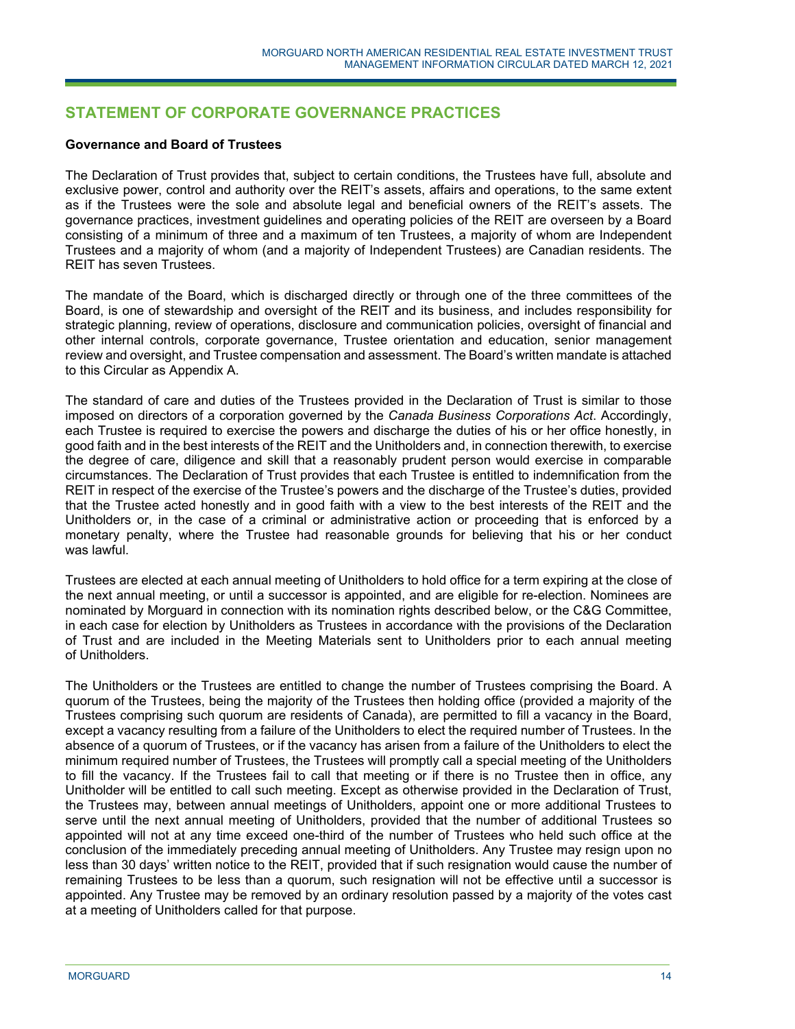## STATEMENT OF CORPORATE GOVERNANCE PRACTICES

**Governance and Board of Trustees**

The Declaration of Trust provides that, subject to certain conditions, the Trustees have full, absolute and exclusive power, control and authority over the REIT's assets, affairs and operations, to the same extent as if the Trustees were the sole and absolute legal and beneficial owners of the REIT's assets. The governance practices, investment guidelines and operating policies of the REIT are overseen by a Board consisting of a minimum of three and a maximum of ten Trustees, a majority of whom are Independent Trustees and a majority of whom (and a majority of Independent Trustees) are Canadian residents. The REIT has seven Trustees.

The mandate of the Board, which is discharged directly or through one of the three committees of the Board, is one of stewardship and oversight of the REIT and its business, and includes responsibility for strategic planning, review of operations, disclosure and communication policies, oversight of financial and other internal controls, corporate governance, Trustee orientation and education, senior management review and oversight, and Trustee compensation and assessment. The Board's written mandate is attached to this Circular as Appendix A.

The standard of care and duties of the Trustees provided in the Declaration of Trust is similar to those imposed on directors of a corporation governed by the *Canada Business Corporations Act*. Accordingly, each Trustee is required to exercise the powers and discharge the duties of his or her office honestly, in good faith and in the best interests of the REIT and the Unitholders and, in connection therewith, to exercise the degree of care, diligence and skill that a reasonably prudent person would exercise in comparable circumstances. The Declaration of Trust provides that each Trustee is entitled to indemnification from the REIT in respect of the exercise of the Trustee's powers and the discharge of the Trustee's duties, provided that the Trustee acted honestly and in good faith with a view to the best interests of the REIT and the Unitholders or, in the case of a criminal or administrative action or proceeding that is enforced by a monetary penalty, where the Trustee had reasonable grounds for believing that his or her conduct was lawful.

Trustees are elected at each annual meeting of Unitholders to hold office for a term expiring at the close of the next annual meeting, or until a successor is appointed, and are eligible for re-election. Nominees are nominated by Morguard in connection with its nomination rights described below, or the C&G Committee, in each case for election by Unitholders as Trustees in accordance with the provisions of the Declaration of Trust and are included in the Meeting Materials sent to Unitholders prior to each annual meeting of Unitholders.

The Unitholders or the Trustees are entitled to change the number of Trustees comprising the Board. A quorum of the Trustees, being the majority of the Trustees then holding office (provided a majority of the Trustees comprising such quorum are residents of Canada), are permitted to fill a vacancy in the Board, except a vacancy resulting from a failure of the Unitholders to elect the required number of Trustees. In the absence of a quorum of Trustees, or if the vacancy has arisen from a failure of the Unitholders to elect the minimum required number of Trustees, the Trustees will promptly call a special meeting of the Unitholders to fill the vacancy. If the Trustees fail to call that meeting or if there is no Trustee then in office, any Unitholder will be entitled to call such meeting. Except as otherwise provided in the Declaration of Trust, the Trustees may, between annual meetings of Unitholders, appoint one or more additional Trustees to serve until the next annual meeting of Unitholders, provided that the number of additional Trustees so appointed will not at any time exceed one-third of the number of Trustees who held such office at the conclusion of the immediately preceding annual meeting of Unitholders. Any Trustee may resign upon no less than 30 days' written notice to the REIT, provided that if such resignation would cause the number of remaining Trustees to be less than a quorum, such resignation will not be effective until a successor is appointed. Any Trustee may be removed by an ordinary resolution passed by a majority of the votes cast at a meeting of Unitholders called for that purpose.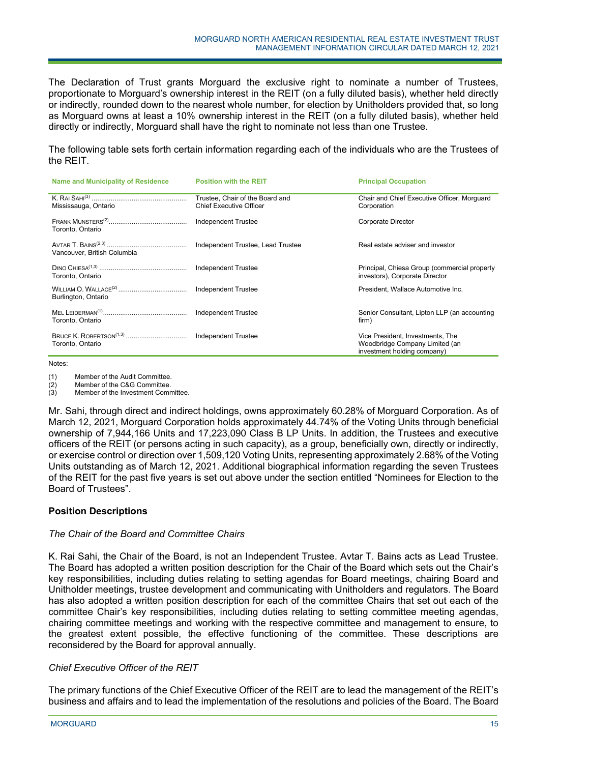The Declaration of Trust grants Morguard the exclusive right to nominate a number of Trustees, proportionate to Morguard's ownership interest in the REIT (on a fully diluted basis), whether held directly or indirectly, rounded down to the nearest whole number, for election by Unitholders provided that, so long as Morguard owns at least a 10% ownership interest in the REIT (on a fully diluted basis), whether held directly or indirectly, Morguard shall have the right to nominate not less than one Trustee.

The following table sets forth certain information regarding each of the individuals who are the Trustees of the REIT.

| Name and Municipality of Residence | Position with the REIT | Principal Occupation |
|---|---|---|
| K. RAI SAHI[3]<br>Mississauga, Ontario | Trustee, Chair of the Board and Chief Executive Officer | Chair and Chief Executive Officer, Morguard Corporation |
| FRANK MUNSTERS[2]<br>Toronto, Ontario | Independent Trustee | Corporate Director |
| AVTAR T. BAINS[2,3]<br>Vancouver, British Columbia | Independent Trustee, Lead Trustee | Real estate adviser and investor |
| DINO CHIESA[1,3]<br>Toronto, Ontario | Independent Trustee | Principal, Chiesa Group (commercial property investors), Corporate Director |
| WILLIAM O. WALLACE[2]<br>Burlington, Ontario | Independent Trustee | President, Wallace Automotive Inc. |
| MEL LEIDERMAN[1]<br>Toronto, Ontario | Independent Trustee | Senior Consultant, Lipton LLP (an accounting firm) |
| BRUCE K. ROBERTSON[1,3]<br>Toronto, Ontario | Independent Trustee | Vice President, Investments, The Woodbridge Company Limited (an investment holding company) |

Notes:

(1) Member of the Audit Committee.
(2) Member of the C&G Committee.
(3) Member of the Investment Committee.

Mr. Sahi, through direct and indirect holdings, owns approximately 60.28% of Morguard Corporation. As of March 12, 2021, Morguard Corporation holds approximately 44.74% of the Voting Units through beneficial ownership of 7,944,166 Units and 17,223,090 Class B LP Units. In addition, the Trustees and executive officers of the REIT (or persons acting in such capacity), as a group, beneficially own, directly or indirectly, or exercise control or direction over 1,509,120 Voting Units, representing approximately 2.68% of the Voting Units outstanding as of March 12, 2021. Additional biographical information regarding the seven Trustees of the REIT for the past five years is set out above under the section entitled "Nominees for Election to the Board of Trustees".

### Position Descriptions

*The Chair of the Board and Committee Chairs*

K. Rai Sahi, the Chair of the Board, is not an Independent Trustee. Avtar T. Bains acts as Lead Trustee. The Board has adopted a written position description for the Chair of the Board which sets out the Chair's key responsibilities, including duties relating to setting agendas for Board meetings, chairing Board and Unitholder meetings, trustee development and communicating with Unitholders and regulators. The Board has also adopted a written position description for each of the committee Chairs that set out each of the committee Chair's key responsibilities, including duties relating to setting committee meeting agendas, chairing committee meetings and working with the respective committee and management to ensure, to the greatest extent possible, the effective functioning of the committee. These descriptions are reconsidered by the Board for approval annually.

*Chief Executive Officer of the REIT*

The primary functions of the Chief Executive Officer of the REIT are to lead the management of the REIT's business and affairs and to lead the implementation of the resolutions and policies of the Board. The Board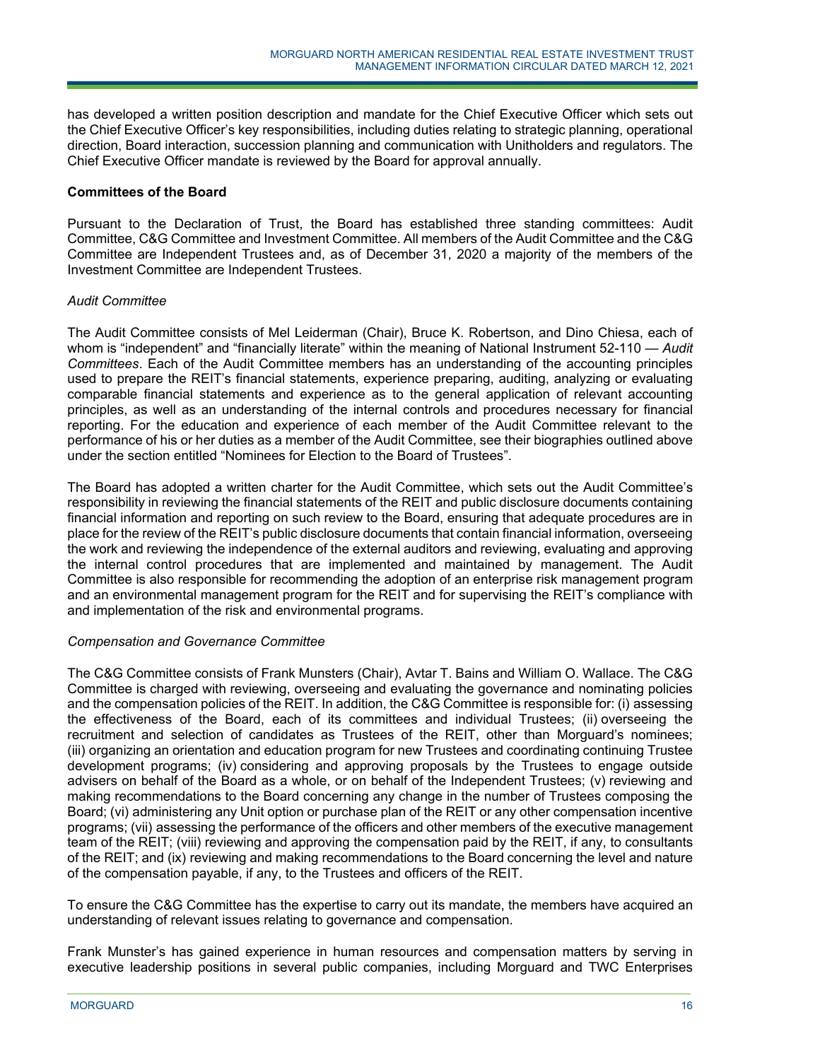has developed a written position description and mandate for the Chief Executive Officer which sets out the Chief Executive Officer's key responsibilities, including duties relating to strategic planning, operational direction, Board interaction, succession planning and communication with Unitholders and regulators. The Chief Executive Officer mandate is reviewed by the Board for approval annually.

**Committees of the Board**

Pursuant to the Declaration of Trust, the Board has established three standing committees: Audit Committee, C&G Committee and Investment Committee. All members of the Audit Committee and the C&G Committee are Independent Trustees and, as of December 31, 2020 a majority of the members of the Investment Committee are Independent Trustees.

*Audit Committee*

The Audit Committee consists of Mel Leiderman (Chair), Bruce K. Robertson, and Dino Chiesa, each of whom is "independent" and "financially literate" within the meaning of National Instrument 52-110 — *Audit Committees*. Each of the Audit Committee members has an understanding of the accounting principles used to prepare the REIT's financial statements, experience preparing, auditing, analyzing or evaluating comparable financial statements and experience as to the general application of relevant accounting principles, as well as an understanding of the internal controls and procedures necessary for financial reporting. For the education and experience of each member of the Audit Committee relevant to the performance of his or her duties as a member of the Audit Committee, see their biographies outlined above under the section entitled "Nominees for Election to the Board of Trustees".

The Board has adopted a written charter for the Audit Committee, which sets out the Audit Committee's responsibility in reviewing the financial statements of the REIT and public disclosure documents containing financial information and reporting on such review to the Board, ensuring that adequate procedures are in place for the review of the REIT's public disclosure documents that contain financial information, overseeing the work and reviewing the independence of the external auditors and reviewing, evaluating and approving the internal control procedures that are implemented and maintained by management. The Audit Committee is also responsible for recommending the adoption of an enterprise risk management program and an environmental management program for the REIT and for supervising the REIT's compliance with and implementation of the risk and environmental programs.

*Compensation and Governance Committee*

The C&G Committee consists of Frank Munsters (Chair), Avtar T. Bains and William O. Wallace. The C&G Committee is charged with reviewing, overseeing and evaluating the governance and nominating policies and the compensation policies of the REIT. In addition, the C&G Committee is responsible for: (i) assessing the effectiveness of the Board, each of its committees and individual Trustees; (ii) overseeing the recruitment and selection of candidates as Trustees of the REIT, other than Morguard's nominees; (iii) organizing an orientation and education program for new Trustees and coordinating continuing Trustee development programs; (iv) considering and approving proposals by the Trustees to engage outside advisers on behalf of the Board as a whole, or on behalf of the Independent Trustees; (v) reviewing and making recommendations to the Board concerning any change in the number of Trustees composing the Board; (vi) administering any Unit option or purchase plan of the REIT or any other compensation incentive programs; (vii) assessing the performance of the officers and other members of the executive management team of the REIT; (viii) reviewing and approving the compensation paid by the REIT, if any, to consultants of the REIT; and (ix) reviewing and making recommendations to the Board concerning the level and nature of the compensation payable, if any, to the Trustees and officers of the REIT.

To ensure the C&G Committee has the expertise to carry out its mandate, the members have acquired an understanding of relevant issues relating to governance and compensation.

Frank Munster's has gained experience in human resources and compensation matters by serving in executive leadership positions in several public companies, including Morguard and TWC Enterprises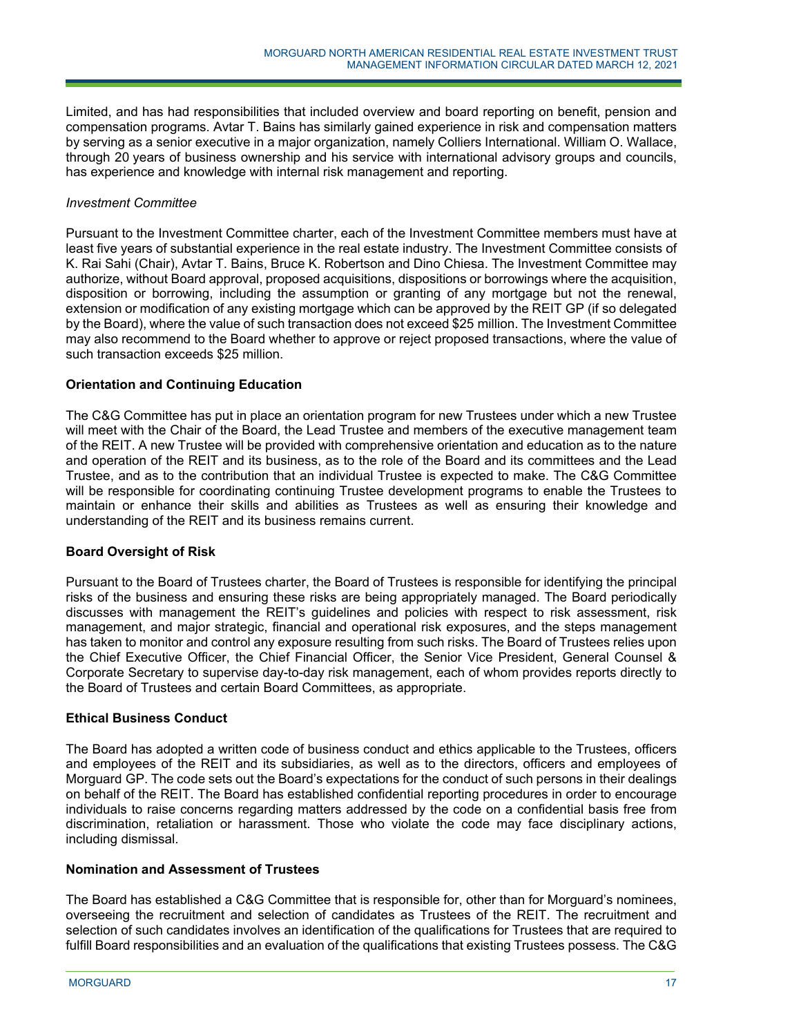Limited, and has had responsibilities that included overview and board reporting on benefit, pension and compensation programs. Avtar T. Bains has similarly gained experience in risk and compensation matters by serving as a senior executive in a major organization, namely Colliers International. William O. Wallace, through 20 years of business ownership and his service with international advisory groups and councils, has experience and knowledge with internal risk management and reporting.

*Investment Committee*

Pursuant to the Investment Committee charter, each of the Investment Committee members must have at least five years of substantial experience in the real estate industry. The Investment Committee consists of K. Rai Sahi (Chair), Avtar T. Bains, Bruce K. Robertson and Dino Chiesa. The Investment Committee may authorize, without Board approval, proposed acquisitions, dispositions or borrowings where the acquisition, disposition or borrowing, including the assumption or granting of any mortgage but not the renewal, extension or modification of any existing mortgage which can be approved by the REIT GP (if so delegated by the Board), where the value of such transaction does not exceed $25 million. The Investment Committee may also recommend to the Board whether to approve or reject proposed transactions, where the value of such transaction exceeds $25 million.

## Orientation and Continuing Education

The C&G Committee has put in place an orientation program for new Trustees under which a new Trustee will meet with the Chair of the Board, the Lead Trustee and members of the executive management team of the REIT. A new Trustee will be provided with comprehensive orientation and education as to the nature and operation of the REIT and its business, as to the role of the Board and its committees and the Lead Trustee, and as to the contribution that an individual Trustee is expected to make. The C&G Committee will be responsible for coordinating continuing Trustee development programs to enable the Trustees to maintain or enhance their skills and abilities as Trustees as well as ensuring their knowledge and understanding of the REIT and its business remains current.

## Board Oversight of Risk

Pursuant to the Board of Trustees charter, the Board of Trustees is responsible for identifying the principal risks of the business and ensuring these risks are being appropriately managed. The Board periodically discusses with management the REIT's guidelines and policies with respect to risk assessment, risk management, and major strategic, financial and operational risk exposures, and the steps management has taken to monitor and control any exposure resulting from such risks. The Board of Trustees relies upon the Chief Executive Officer, the Chief Financial Officer, the Senior Vice President, General Counsel & Corporate Secretary to supervise day-to-day risk management, each of whom provides reports directly to the Board of Trustees and certain Board Committees, as appropriate.

## Ethical Business Conduct

The Board has adopted a written code of business conduct and ethics applicable to the Trustees, officers and employees of the REIT and its subsidiaries, as well as to the directors, officers and employees of Morguard GP. The code sets out the Board's expectations for the conduct of such persons in their dealings on behalf of the REIT. The Board has established confidential reporting procedures in order to encourage individuals to raise concerns regarding matters addressed by the code on a confidential basis free from discrimination, retaliation or harassment. Those who violate the code may face disciplinary actions, including dismissal.

## Nomination and Assessment of Trustees

The Board has established a C&G Committee that is responsible for, other than for Morguard's nominees, overseeing the recruitment and selection of candidates as Trustees of the REIT. The recruitment and selection of such candidates involves an identification of the qualifications for Trustees that are required to fulfill Board responsibilities and an evaluation of the qualifications that existing Trustees possess. The C&G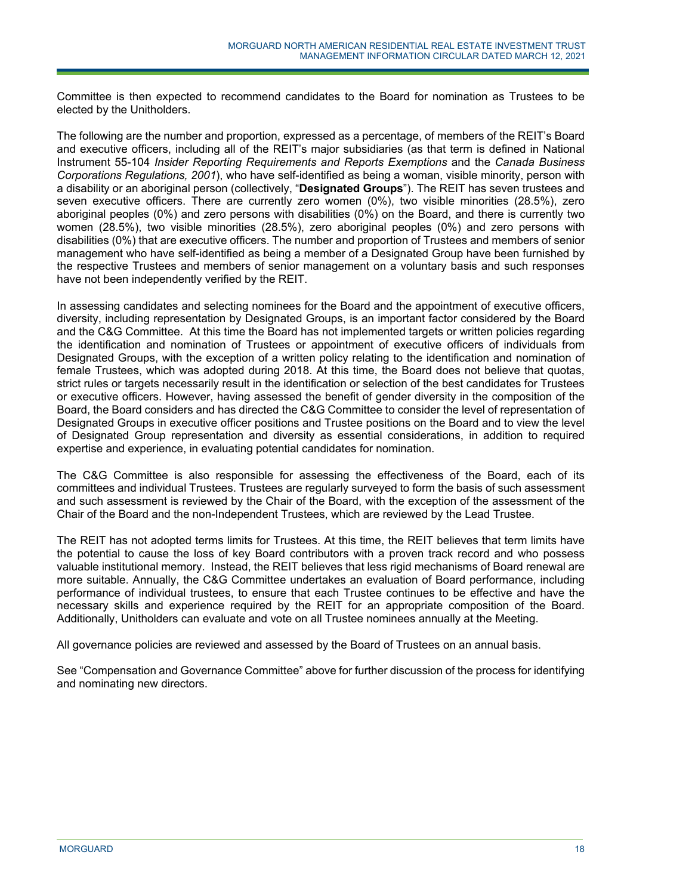Committee is then expected to recommend candidates to the Board for nomination as Trustees to be elected by the Unitholders.

The following are the number and proportion, expressed as a percentage, of members of the REIT's Board and executive officers, including all of the REIT's major subsidiaries (as that term is defined in National Instrument 55-104 *Insider Reporting Requirements and Reports Exemptions* and the *Canada Business Corporations Regulations, 2001*), who have self-identified as being a woman, visible minority, person with a disability or an aboriginal person (collectively, "**Designated Groups**"). The REIT has seven trustees and seven executive officers. There are currently zero women (0%), two visible minorities (28.5%), zero aboriginal peoples (0%) and zero persons with disabilities (0%) on the Board, and there is currently two women (28.5%), two visible minorities (28.5%), zero aboriginal peoples (0%) and zero persons with disabilities (0%) that are executive officers. The number and proportion of Trustees and members of senior management who have self-identified as being a member of a Designated Group have been furnished by the respective Trustees and members of senior management on a voluntary basis and such responses have not been independently verified by the REIT.

In assessing candidates and selecting nominees for the Board and the appointment of executive officers, diversity, including representation by Designated Groups, is an important factor considered by the Board and the C&G Committee. At this time the Board has not implemented targets or written policies regarding the identification and nomination of Trustees or appointment of executive officers of individuals from Designated Groups, with the exception of a written policy relating to the identification and nomination of female Trustees, which was adopted during 2018. At this time, the Board does not believe that quotas, strict rules or targets necessarily result in the identification or selection of the best candidates for Trustees or executive officers. However, having assessed the benefit of gender diversity in the composition of the Board, the Board considers and has directed the C&G Committee to consider the level of representation of Designated Groups in executive officer positions and Trustee positions on the Board and to view the level of Designated Group representation and diversity as essential considerations, in addition to required expertise and experience, in evaluating potential candidates for nomination.

The C&G Committee is also responsible for assessing the effectiveness of the Board, each of its committees and individual Trustees. Trustees are regularly surveyed to form the basis of such assessment and such assessment is reviewed by the Chair of the Board, with the exception of the assessment of the Chair of the Board and the non-Independent Trustees, which are reviewed by the Lead Trustee.

The REIT has not adopted terms limits for Trustees. At this time, the REIT believes that term limits have the potential to cause the loss of key Board contributors with a proven track record and who possess valuable institutional memory. Instead, the REIT believes that less rigid mechanisms of Board renewal are more suitable. Annually, the C&G Committee undertakes an evaluation of Board performance, including performance of individual trustees, to ensure that each Trustee continues to be effective and have the necessary skills and experience required by the REIT for an appropriate composition of the Board. Additionally, Unitholders can evaluate and vote on all Trustee nominees annually at the Meeting.

All governance policies are reviewed and assessed by the Board of Trustees on an annual basis.

See "Compensation and Governance Committee" above for further discussion of the process for identifying and nominating new directors.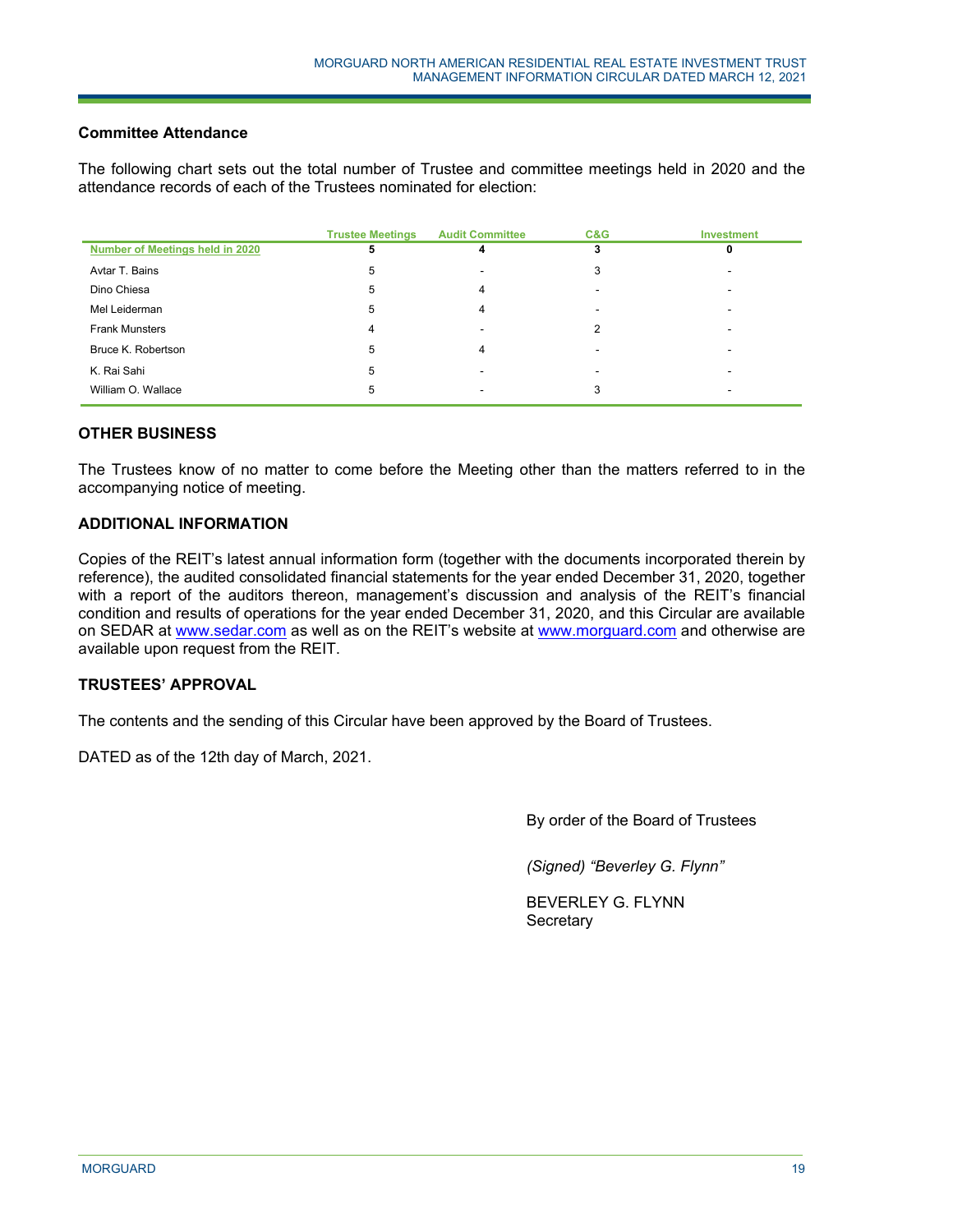### Committee Attendance

The following chart sets out the total number of Trustee and committee meetings held in 2020 and the attendance records of each of the Trustees nominated for election:

| | Trustee Meetings | Audit Committee | C&G | Investment |
|---|---|---|---|---|
| **Number of Meetings held in 2020** | **5** | **4** | **3** | **0** |
| Avtar T. Bains | 5 | - | 3 | - |
| Dino Chiesa | 5 | 4 | - | - |
| Mel Leiderman | 5 | 4 | - | - |
| Frank Munsters | 4 | - | 2 | - |
| Bruce K. Robertson | 5 | 4 | - | - |
| K. Rai Sahi | 5 | - | - | - |
| William O. Wallace | 5 | - | 3 | - |

## OTHER BUSINESS

The Trustees know of no matter to come before the Meeting other than the matters referred to in the accompanying notice of meeting.

## ADDITIONAL INFORMATION

Copies of the REIT's latest annual information form (together with the documents incorporated therein by reference), the audited consolidated financial statements for the year ended December 31, 2020, together with a report of the auditors thereon, management's discussion and analysis of the REIT's financial condition and results of operations for the year ended December 31, 2020, and this Circular are available on SEDAR at www.sedar.com as well as on the REIT's website at www.morguard.com and otherwise are available upon request from the REIT.

## TRUSTEES' APPROVAL

The contents and the sending of this Circular have been approved by the Board of Trustees.

DATED as of the 12th day of March, 2021.

By order of the Board of Trustees

*(Signed) "Beverley G. Flynn"*

BEVERLEY G. FLYNN
Secretary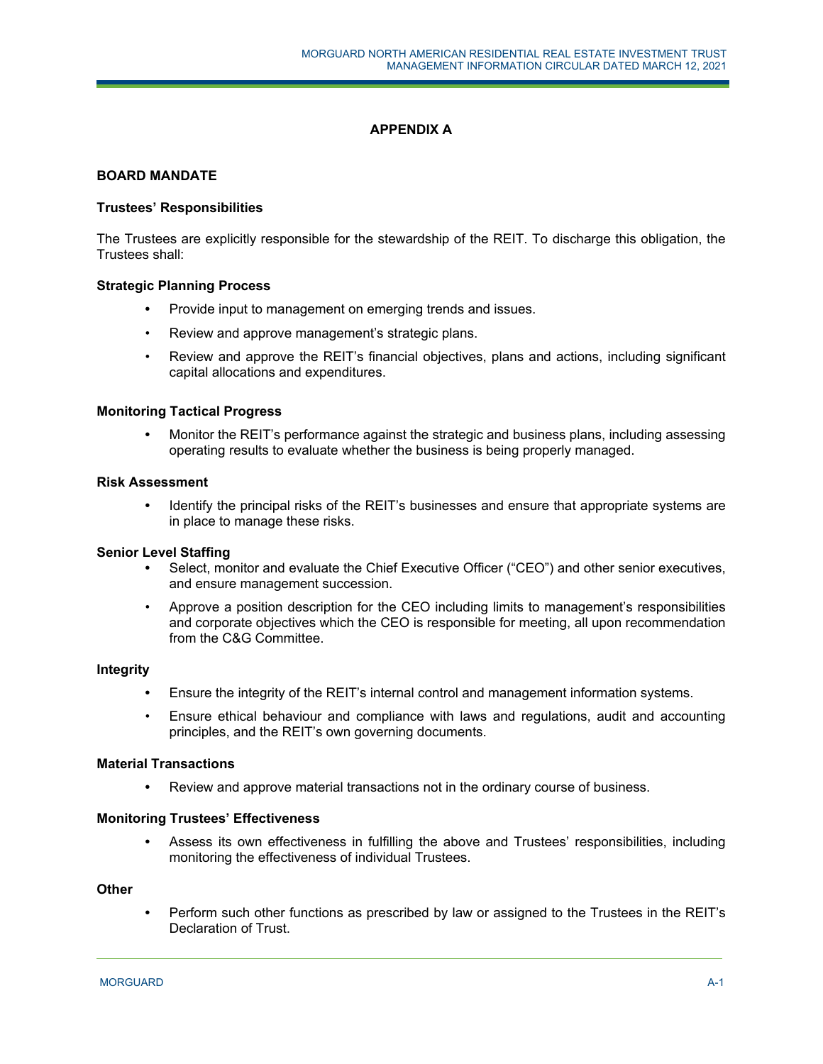# APPENDIX A

## BOARD MANDATE

### Trustees' Responsibilities

The Trustees are explicitly responsible for the stewardship of the REIT. To discharge this obligation, the Trustees shall:

### Strategic Planning Process

- Provide input to management on emerging trends and issues.
- Review and approve management's strategic plans.
- Review and approve the REIT's financial objectives, plans and actions, including significant capital allocations and expenditures.

### Monitoring Tactical Progress

- Monitor the REIT's performance against the strategic and business plans, including assessing operating results to evaluate whether the business is being properly managed.

### Risk Assessment

- Identify the principal risks of the REIT's businesses and ensure that appropriate systems are in place to manage these risks.

### Senior Level Staffing

- Select, monitor and evaluate the Chief Executive Officer ("CEO") and other senior executives, and ensure management succession.
- Approve a position description for the CEO including limits to management's responsibilities and corporate objectives which the CEO is responsible for meeting, all upon recommendation from the C&G Committee.

### Integrity

- Ensure the integrity of the REIT's internal control and management information systems.
- Ensure ethical behaviour and compliance with laws and regulations, audit and accounting principles, and the REIT's own governing documents.

### Material Transactions

- Review and approve material transactions not in the ordinary course of business.

### Monitoring Trustees' Effectiveness

- Assess its own effectiveness in fulfilling the above and Trustees' responsibilities, including monitoring the effectiveness of individual Trustees.

### Other

- Perform such other functions as prescribed by law or assigned to the Trustees in the REIT's Declaration of Trust.